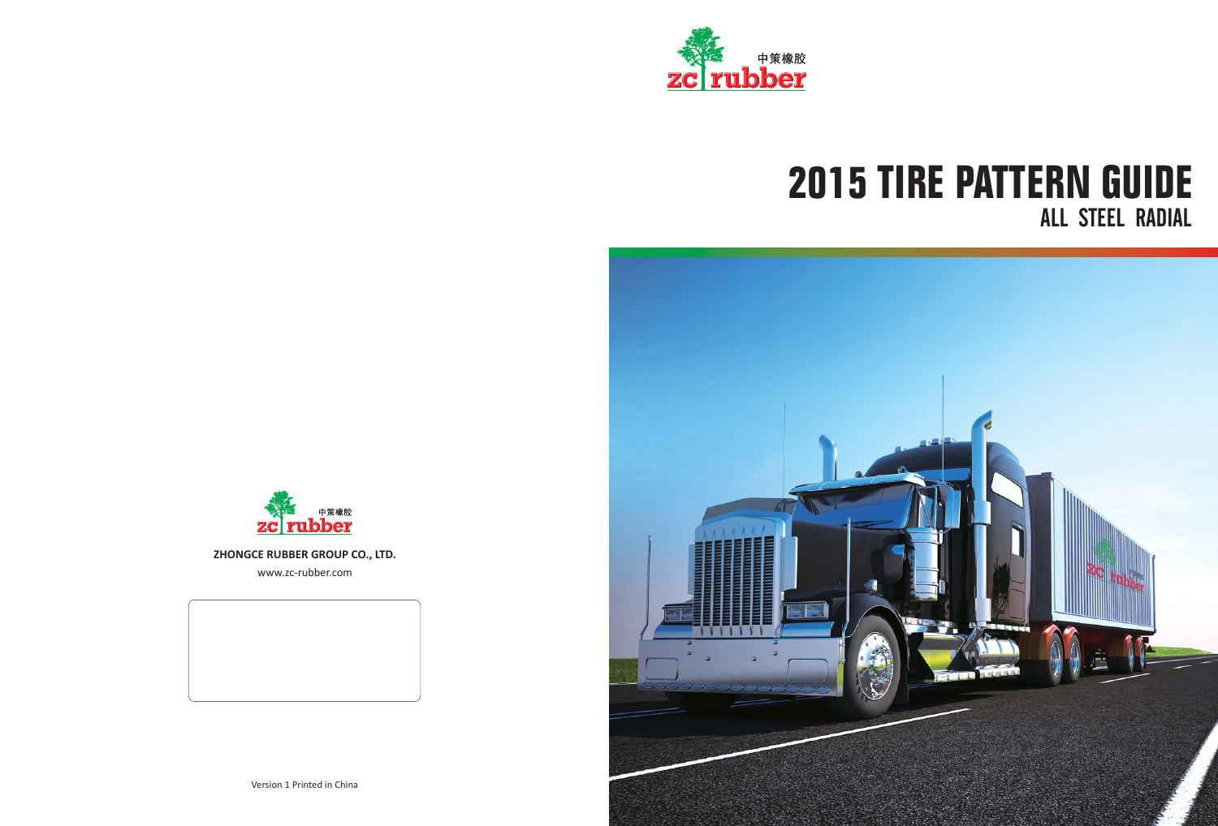中策橡胶
zc rubber

# 2015 TIRE PATTERN GUIDE

## ALL STEEL RADIAL

中策橡胶
zc rubber

**ZHONGCE RUBBER GROUP CO., LTD.**

www.zc-rubber.com

Version 1 Printed in China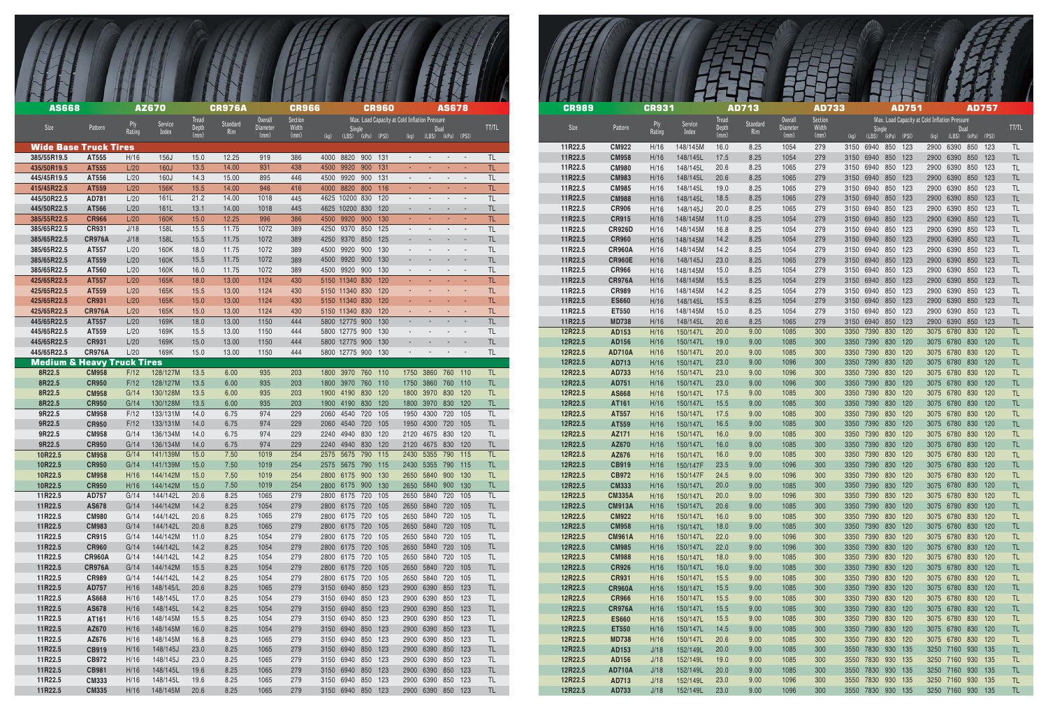| AS668 | | AZ670 | | CR976A | | CR966 | | CR960 | | | | AS678 | | | | |
|---|---|---|---|---|---|---|---|---|---|---|---|---|---|---|---|---|
| Size | Pattern | Ply Rating | Service Index | Tread Depth (mm) | Standard Rim | Overall Diameter (mm) | Section Width (mm) | Max. Load Capacity at Cold Inflation Pressure | | | | | | | | TT/TL |
| | | | | | | | | Single | | | | Dual | | | | |
| | | | | | | | | (kg) | (LBS) | (kPa) | (PSI) | (kg) | (LBS) | (kPa) | (PSI) | |
| **Wide Base Truck Tires** | | | | | | | | | | | | | | | | |
| 385/55R19.5 | AT555 | H/16 | 156J | 15.0 | 12.25 | 919 | 386 | 4000 | 8820 | 900 | 131 | - | - | - | - | TL |
| 435/50R19.5 | AT555 | L/20 | 160J | 13.5 | 14.00 | 931 | 438 | 4500 | 9920 | 900 | 131 | - | - | - | - | TL |
| 445/45R19.5 | AT556 | L/20 | 160J | 14.3 | 15.00 | 895 | 446 | 4500 | 9920 | 900 | 131 | - | - | - | - | TL |
| 415/45R22.5 | AT559 | L/20 | 156K | 15.5 | 14.00 | 946 | 416 | 4000 | 8820 | 800 | 116 | - | - | - | - | TL |
| 445/50R22.5 | AD781 | L/20 | 161L | 21.2 | 14.00 | 1018 | 445 | 4625 | 10200 | 830 | 120 | - | - | - | - | TL |
| 445/50R22.5 | AT566 | L/20 | 161L | 13.1 | 14.00 | 1018 | 445 | 4625 | 10200 | 830 | 120 | - | - | - | - | TL |
| 385/55R22.5 | CR966 | L/20 | 160K | 15.0 | 12.25 | 996 | 386 | 4500 | 9920 | 900 | 130 | - | - | - | - | TL |
| 385/65R22.5 | CR931 | J/18 | 158L | 15.5 | 11.75 | 1072 | 389 | 4250 | 9370 | 850 | 125 | - | - | - | - | TL |
| 385/65R22.5 | CR976A | J/18 | 158L | 15.5 | 11.75 | 1072 | 389 | 4250 | 9370 | 850 | 125 | - | - | - | - | TL |
| 385/65R22.5 | AT557 | L/20 | 160K | 18.0 | 11.75 | 1072 | 389 | 4500 | 9920 | 900 | 130 | - | - | - | - | TL |
| 385/65R22.5 | AT559 | L/20 | 160K | 15.5 | 11.75 | 1072 | 389 | 4500 | 9920 | 900 | 130 | - | - | - | - | TL |
| 385/65R22.5 | AT560 | L/20 | 160K | 16.0 | 11.75 | 1072 | 389 | 4500 | 9920 | 900 | 130 | - | - | - | - | TL |
| 425/65R22.5 | AT557 | L/20 | 165K | 18.0 | 13.00 | 1124 | 430 | 5150 | 11340 | 830 | 120 | - | - | - | - | TL |
| 425/65R22.5 | AT559 | L/20 | 165K | 15.5 | 13.00 | 1124 | 430 | 5150 | 11340 | 830 | 120 | - | - | - | - | TL |
| 425/65R22.5 | CR931 | L/20 | 165K | 15.0 | 13.00 | 1124 | 430 | 5150 | 11340 | 830 | 120 | - | - | - | - | TL |
| 425/65R22.5 | CR976A | L/20 | 165K | 15.0 | 13.00 | 1124 | 430 | 5150 | 11340 | 830 | 120 | - | - | - | - | TL |
| 445/65R22.5 | AT557 | L/20 | 169K | 18.0 | 13.00 | 1150 | 444 | 5800 | 12775 | 900 | 130 | - | - | - | - | TL |
| 445/65R22.5 | AT559 | L/20 | 169K | 15.5 | 13.00 | 1150 | 444 | 5800 | 12775 | 900 | 130 | - | - | - | - | TL |
| 445/65R22.5 | CR931 | L/20 | 169K | 15.0 | 13.00 | 1150 | 444 | 5800 | 12775 | 900 | 130 | - | - | - | - | TL |
| 445/65R22.5 | CR976A | L/20 | 169K | 15.0 | 13.00 | 1150 | 444 | 5800 | 12775 | 900 | 130 | - | - | - | - | TL |
| **Medium & Heavy Truck Tires** | | | | | | | | | | | | | | | | |
| 8R22.5 | CM958 | F/12 | 128/127M | 13.5 | 6.00 | 935 | 203 | 1800 | 3970 | 760 | 110 | 1750 | 3860 | 760 | 110 | TL |
| 8R22.5 | CR950 | F/12 | 128/127M | 13.5 | 6.00 | 935 | 203 | 1800 | 3970 | 760 | 110 | 1750 | 3860 | 760 | 110 | TL |
| 8R22.5 | CM958 | G/14 | 130/128M | 13.5 | 6.00 | 935 | 203 | 1900 | 4190 | 830 | 120 | 1800 | 3970 | 830 | 120 | TL |
| 8R22.5 | CR950 | G/14 | 130/128M | 13.5 | 6.00 | 935 | 203 | 1900 | 4190 | 830 | 120 | 1800 | 3970 | 830 | 120 | TL |
| 9R22.5 | CM958 | F/12 | 133/131M | 14.0 | 6.75 | 974 | 229 | 2060 | 4540 | 720 | 105 | 1950 | 4300 | 720 | 105 | TL |
| 9R22.5 | CR950 | F/12 | 133/131M | 14.0 | 6.75 | 974 | 229 | 2060 | 4540 | 720 | 105 | 1950 | 4300 | 720 | 105 | TL |
| 9R22.5 | CM958 | G/14 | 136/134M | 14.0 | 6.75 | 974 | 229 | 2240 | 4940 | 830 | 120 | 2120 | 4675 | 830 | 120 | TL |
| 9R22.5 | CR950 | G/14 | 136/134M | 14.0 | 6.75 | 974 | 229 | 2240 | 4940 | 830 | 120 | 2120 | 4675 | 830 | 120 | TL |
| 10R22.5 | CM958 | G/14 | 141/139M | 15.0 | 7.50 | 1019 | 254 | 2575 | 5675 | 790 | 115 | 2430 | 5355 | 790 | 115 | TL |
| 10R22.5 | CR950 | G/14 | 141/139M | 15.0 | 7.50 | 1019 | 254 | 2575 | 5675 | 790 | 115 | 2430 | 5355 | 790 | 115 | TL |
| 10R22.5 | CM958 | H/16 | 144/142M | 15.0 | 7.50 | 1019 | 254 | 2800 | 6175 | 900 | 130 | 2650 | 5840 | 900 | 130 | TL |
| 10R22.5 | CR950 | H/16 | 144/142M | 15.0 | 7.50 | 1019 | 254 | 2800 | 6175 | 900 | 130 | 2650 | 5840 | 900 | 130 | TL |
| 11R22.5 | AD757 | G/14 | 144/142L | 20.6 | 8.25 | 1065 | 279 | 2800 | 6175 | 720 | 105 | 2650 | 5840 | 720 | 105 | TL |
| 11R22.5 | AS678 | G/14 | 144/142M | 14.2 | 8.25 | 1054 | 279 | 2800 | 6175 | 720 | 105 | 2650 | 5840 | 720 | 105 | TL |
| 11R22.5 | CM980 | G/14 | 144/142L | 20.6 | 8.25 | 1065 | 279 | 2800 | 6175 | 720 | 105 | 2650 | 5840 | 720 | 105 | TL |
| 11R22.5 | CM983 | G/14 | 144/142L | 20.6 | 8.25 | 1065 | 279 | 2800 | 6175 | 720 | 105 | 2650 | 5840 | 720 | 105 | TL |
| 11R22.5 | CR915 | G/14 | 144/142M | 11.0 | 8.25 | 1054 | 279 | 2800 | 6175 | 720 | 105 | 2650 | 5840 | 720 | 105 | TL |
| 11R22.5 | CR960 | G/14 | 144/142L | 14.2 | 8.25 | 1054 | 279 | 2800 | 6175 | 720 | 105 | 2650 | 5840 | 720 | 105 | TL |
| 11R22.5 | CR960A | G/14 | 144/142L | 14.2 | 8.25 | 1054 | 279 | 2800 | 6175 | 720 | 105 | 2650 | 5840 | 720 | 105 | TL |
| 11R22.5 | CR976A | G/14 | 144/142M | 15.5 | 8.25 | 1054 | 279 | 2800 | 6175 | 720 | 105 | 2650 | 5840 | 720 | 105 | TL |
| 11R22.5 | CR989 | G/14 | 144/142L | 14.2 | 8.25 | 1054 | 279 | 2800 | 6175 | 720 | 105 | 2650 | 5840 | 720 | 105 | TL |
| 11R22.5 | AD757 | H/16 | 148/145L | 20.6 | 8.25 | 1065 | 279 | 3150 | 6940 | 850 | 123 | 2900 | 6390 | 850 | 123 | TL |
| 11R22.5 | AS668 | H/16 | 148/145L | 17.0 | 8.25 | 1054 | 279 | 3150 | 6940 | 850 | 123 | 2900 | 6390 | 850 | 123 | TL |
| 11R22.5 | AS678 | H/16 | 148/145L | 14.2 | 8.25 | 1054 | 279 | 3150 | 6940 | 850 | 123 | 2900 | 6390 | 850 | 123 | TL |
| 11R22.5 | AT161 | H/16 | 148/145M | 15.5 | 8.25 | 1054 | 279 | 3150 | 6940 | 850 | 123 | 2900 | 6390 | 850 | 123 | TL |
| 11R22.5 | AZ670 | H/16 | 148/145M | 16.0 | 8.25 | 1054 | 279 | 3150 | 6940 | 850 | 123 | 2900 | 6390 | 850 | 123 | TL |
| 11R22.5 | AZ676 | H/16 | 148/145M | 16.8 | 8.25 | 1065 | 279 | 3150 | 6940 | 850 | 123 | 2900 | 6390 | 850 | 123 | TL |
| 11R22.5 | CB919 | H/16 | 148/145J | 23.0 | 8.25 | 1065 | 279 | 3150 | 6940 | 850 | 123 | 2900 | 6390 | 850 | 123 | TL |
| 11R22.5 | CB972 | H/16 | 148/145J | 23.0 | 8.25 | 1065 | 279 | 3150 | 6940 | 850 | 123 | 2900 | 6390 | 850 | 123 | TL |
| 11R22.5 | CB981 | H/16 | 148/145L | 19.6 | 8.25 | 1065 | 279 | 3150 | 6940 | 850 | 123 | 2900 | 6390 | 850 | 123 | TL |
| 11R22.5 | CM333 | H/16 | 148/145L | 19.6 | 8.25 | 1065 | 279 | 3150 | 6940 | 850 | 123 | 2900 | 6390 | 850 | 123 | TL |
| 11R22.5 | CM335 | H/16 | 148/145M | 20.6 | 8.25 | 1065 | 279 | 3150 | 6940 | 850 | 123 | 2900 | 6390 | 850 | 123 | TL |

| CR989 | | CR931 | | AD713 | | AD733 | | AD751 | | | | AD757 | | | | |
|---|---|---|---|---|---|---|---|---|---|---|---|---|---|---|---|---|
| Size | Pattern | Ply Rating | Service Index | Tread Depth (mm) | Standard Rim | Overall Diameter (mm) | Section Width (mm) | Max. Load Capacity at Cold Inflation Pressure | | | | | | | | TT/TL |
| | | | | | | | | Single | | | | Dual | | | | |
| | | | | | | | | (kg) | (LBS) | (kPa) | (PSI) | (kg) | (LBS) | (kPa) | (PSI) | |
| 11R22.5 | CM922 | H/16 | 148/145M | 16.0 | 8.25 | 1054 | 279 | 3150 | 6940 | 850 | 123 | 2900 | 6390 | 850 | 123 | TL |
| 11R22.5 | CM958 | H/16 | 148/145L | 17.5 | 8.25 | 1054 | 279 | 3150 | 6940 | 850 | 123 | 2900 | 6390 | 850 | 123 | TL |
| 11R22.5 | CM980 | H/16 | 148/145L | 20.6 | 8.25 | 1065 | 279 | 3150 | 6940 | 850 | 123 | 2900 | 6390 | 850 | 123 | TL |
| 11R22.5 | CM983 | H/16 | 148/145L | 20.6 | 8.25 | 1065 | 279 | 3150 | 6940 | 850 | 123 | 2900 | 6390 | 850 | 123 | TL |
| 11R22.5 | CM985 | H/16 | 148/145L | 19.0 | 8.25 | 1065 | 279 | 3150 | 6940 | 850 | 123 | 2900 | 6390 | 850 | 123 | TL |
| 11R22.5 | CM988 | H/16 | 148/145L | 18.5 | 8.25 | 1065 | 279 | 3150 | 6940 | 850 | 123 | 2900 | 6390 | 850 | 123 | TL |
| 11R22.5 | CR906 | H/16 | 148/145J | 20.0 | 8.25 | 1065 | 279 | 3150 | 6940 | 850 | 123 | 2900 | 6390 | 850 | 123 | TL |
| 11R22.5 | CR915 | H/16 | 148/145M | 11.0 | 8.25 | 1054 | 279 | 3150 | 6940 | 850 | 123 | 2900 | 6390 | 850 | 123 | TL |
| 11R22.5 | CR926D | H/16 | 148/145M | 16.8 | 8.25 | 1054 | 279 | 3150 | 6940 | 850 | 123 | 2900 | 6390 | 850 | 123 | TL |
| 11R22.5 | CR960 | H/16 | 148/145M | 14.2 | 8.25 | 1054 | 279 | 3150 | 6940 | 850 | 123 | 2900 | 6390 | 850 | 123 | TL |
| 11R22.5 | CR960A | H/16 | 148/145M | 14.2 | 8.25 | 1054 | 279 | 3150 | 6940 | 850 | 123 | 2900 | 6390 | 850 | 123 | TL |
| 11R22.5 | CR960E | H/16 | 148/145J | 23.0 | 8.25 | 1065 | 279 | 3150 | 6940 | 850 | 123 | 2900 | 6390 | 850 | 123 | TL |
| 11R22.5 | CR966 | H/16 | 148/145M | 15.0 | 8.25 | 1054 | 279 | 3150 | 6940 | 850 | 123 | 2900 | 6390 | 850 | 123 | TL |
| 11R22.5 | CR976A | H/16 | 148/145M | 15.5 | 8.25 | 1054 | 279 | 3150 | 6940 | 850 | 123 | 2900 | 6390 | 850 | 123 | TL |
| 11R22.5 | CR989 | H/16 | 148/145M | 14.2 | 8.25 | 1054 | 279 | 3150 | 6940 | 850 | 123 | 2900 | 6390 | 850 | 123 | TL |
| 11R22.5 | ES660 | H/16 | 148/145L | 15.5 | 8.25 | 1054 | 279 | 3150 | 6940 | 850 | 123 | 2900 | 6390 | 850 | 123 | TL |
| 11R22.5 | ET550 | H/16 | 148/145M | 15.0 | 8.25 | 1054 | 279 | 3150 | 6940 | 850 | 123 | 2900 | 6390 | 850 | 123 | TL |
| 11R22.5 | MD738 | H/16 | 148/145L | 20.6 | 8.25 | 1065 | 279 | 3150 | 6940 | 850 | 123 | 2900 | 6390 | 850 | 123 | TL |
| 12R22.5 | AD153 | H/16 | 150/147L | 20.0 | 9.00 | 1085 | 300 | 3350 | 7390 | 830 | 120 | 3075 | 6780 | 830 | 120 | TL |
| 12R22.5 | AD156 | H/16 | 150/147L | 19.0 | 9.00 | 1085 | 300 | 3350 | 7390 | 830 | 120 | 3075 | 6780 | 830 | 120 | TL |
| 12R22.5 | AD710A | H/16 | 150/147L | 20.0 | 9.00 | 1085 | 300 | 3350 | 7390 | 830 | 120 | 3075 | 6780 | 830 | 120 | TL |
| 12R22.5 | AD713 | H/16 | 150/147L | 23.0 | 9.00 | 1096 | 300 | 3350 | 7390 | 830 | 120 | 3075 | 6780 | 830 | 120 | TL |
| 12R22.5 | AD733 | H/16 | 150/147L | 23.0 | 9.00 | 1096 | 300 | 3350 | 7390 | 830 | 120 | 3075 | 6780 | 830 | 120 | TL |
| 12R22.5 | AD751 | H/16 | 150/147L | 23.0 | 9.00 | 1096 | 300 | 3350 | 7390 | 830 | 120 | 3075 | 6780 | 830 | 120 | TL |
| 12R22.5 | AS668 | H/16 | 150/147L | 17.5 | 9.00 | 1085 | 300 | 3350 | 7390 | 830 | 120 | 3075 | 6780 | 830 | 120 | TL |
| 12R22.5 | AT161 | H/16 | 150/147L | 15.5 | 9.00 | 1085 | 300 | 3350 | 7390 | 830 | 120 | 3075 | 6780 | 830 | 120 | TL |
| 12R22.5 | AT557 | H/16 | 150/147L | 17.5 | 9.00 | 1085 | 300 | 3350 | 7390 | 830 | 120 | 3075 | 6780 | 830 | 120 | TL |
| 12R22.5 | AT559 | H/16 | 150/147L | 16.5 | 9.00 | 1085 | 300 | 3350 | 7390 | 830 | 120 | 3075 | 6780 | 830 | 120 | TL |
| 12R22.5 | AZ171 | H/16 | 150/147L | 16.0 | 9.00 | 1085 | 300 | 3350 | 7390 | 830 | 120 | 3075 | 6780 | 830 | 120 | TL |
| 12R22.5 | AZ670 | H/16 | 150/147L | 16.0 | 9.00 | 1085 | 300 | 3350 | 7390 | 830 | 120 | 3075 | 6780 | 830 | 120 | TL |
| 12R22.5 | AZ676 | H/16 | 150/147L | 16.0 | 9.00 | 1085 | 300 | 3350 | 7390 | 830 | 120 | 3075 | 6780 | 830 | 120 | TL |
| 12R22.5 | CB919 | H/16 | 150/147F | 23.5 | 9.00 | 1096 | 300 | 3350 | 7390 | 830 | 120 | 3075 | 6780 | 830 | 120 | TL |
| 12R22.5 | CB972 | H/16 | 150/147F | 24.5 | 9.00 | 1096 | 300 | 3350 | 7390 | 830 | 120 | 3075 | 6780 | 830 | 120 | TL |
| 12R22.5 | CM333 | H/16 | 150/147L | 20.0 | 9.00 | 1085 | 300 | 3350 | 7390 | 830 | 120 | 3075 | 6780 | 830 | 120 | TL |
| 12R22.5 | CM335A | H/16 | 150/147L | 20.0 | 9.00 | 1096 | 300 | 3350 | 7390 | 830 | 120 | 3075 | 6780 | 830 | 120 | TL |
| 12R22.5 | CM913A | H/16 | 150/147L | 20.6 | 9.00 | 1085 | 300 | 3350 | 7390 | 830 | 120 | 3075 | 6780 | 830 | 120 | TL |
| 12R22.5 | CM922 | H/16 | 150/147L | 16.0 | 9.00 | 1085 | 300 | 3350 | 7390 | 830 | 120 | 3075 | 6780 | 830 | 120 | TL |
| 12R22.5 | CM958 | H/16 | 150/147L | 18.0 | 9.00 | 1085 | 300 | 3350 | 7390 | 830 | 120 | 3075 | 6780 | 830 | 120 | TL |
| 12R22.5 | CM961A | H/16 | 150/147L | 22.0 | 9.00 | 1096 | 300 | 3350 | 7390 | 830 | 120 | 3075 | 6780 | 830 | 120 | TL |
| 12R22.5 | CM985 | H/16 | 150/147L | 22.0 | 9.00 | 1096 | 300 | 3350 | 7390 | 830 | 120 | 3075 | 6780 | 830 | 120 | TL |
| 12R22.5 | CM988 | H/16 | 150/147L | 18.0 | 9.00 | 1085 | 300 | 3350 | 7390 | 830 | 120 | 3075 | 6780 | 830 | 120 | TL |
| 12R22.5 | CR926 | H/16 | 150/147L | 16.0 | 9.00 | 1085 | 300 | 3350 | 7390 | 830 | 120 | 3075 | 6780 | 830 | 120 | TL |
| 12R22.5 | CR931 | H/16 | 150/147L | 15.5 | 9.00 | 1085 | 300 | 3350 | 7390 | 830 | 120 | 3075 | 6780 | 830 | 120 | TL |
| 12R22.5 | CR960A | H/16 | 150/147L | 15.5 | 9.00 | 1085 | 300 | 3350 | 7390 | 830 | 120 | 3075 | 6780 | 830 | 120 | TL |
| 12R22.5 | CR966 | H/16 | 150/147L | 15.5 | 9.00 | 1085 | 300 | 3350 | 7390 | 830 | 120 | 3075 | 6780 | 830 | 120 | TL |
| 12R22.5 | CR976A | H/16 | 150/147L | 15.5 | 9.00 | 1085 | 300 | 3350 | 7390 | 830 | 120 | 3075 | 6780 | 830 | 120 | TL |
| 12R22.5 | ES660 | H/16 | 150/147L | 15.5 | 9.00 | 1085 | 300 | 3350 | 7390 | 830 | 120 | 3075 | 6780 | 830 | 120 | TL |
| 12R22.5 | ET550 | H/16 | 150/147L | 14.5 | 9.00 | 1085 | 300 | 3350 | 7390 | 830 | 120 | 3075 | 6780 | 830 | 120 | TL |
| 12R22.5 | MD738 | H/16 | 150/147L | 20.6 | 9.00 | 1085 | 300 | 3350 | 7390 | 830 | 120 | 3075 | 6780 | 830 | 120 | TL |
| 12R22.5 | AD153 | J/18 | 152/149L | 20.0 | 9.00 | 1085 | 300 | 3550 | 7830 | 930 | 135 | 3250 | 7160 | 930 | 135 | TL |
| 12R22.5 | AD156 | J/18 | 152/149L | 19.0 | 9.00 | 1085 | 300 | 3550 | 7830 | 930 | 135 | 3250 | 7160 | 930 | 135 | TL |
| 12R22.5 | AD710A | J/18 | 152/149L | 20.0 | 9.00 | 1085 | 300 | 3550 | 7830 | 930 | 135 | 3250 | 7160 | 930 | 135 | TL |
| 12R22.5 | AD713 | J/18 | 152/149L | 23.0 | 9.00 | 1096 | 300 | 3550 | 7830 | 930 | 135 | 3250 | 7160 | 930 | 135 | TL |
| 12R22.5 | AD733 | J/18 | 152/149L | 23.0 | 9.00 | 1096 | 300 | 3550 | 7830 | 930 | 135 | 3250 | 7160 | 930 | 135 | TL |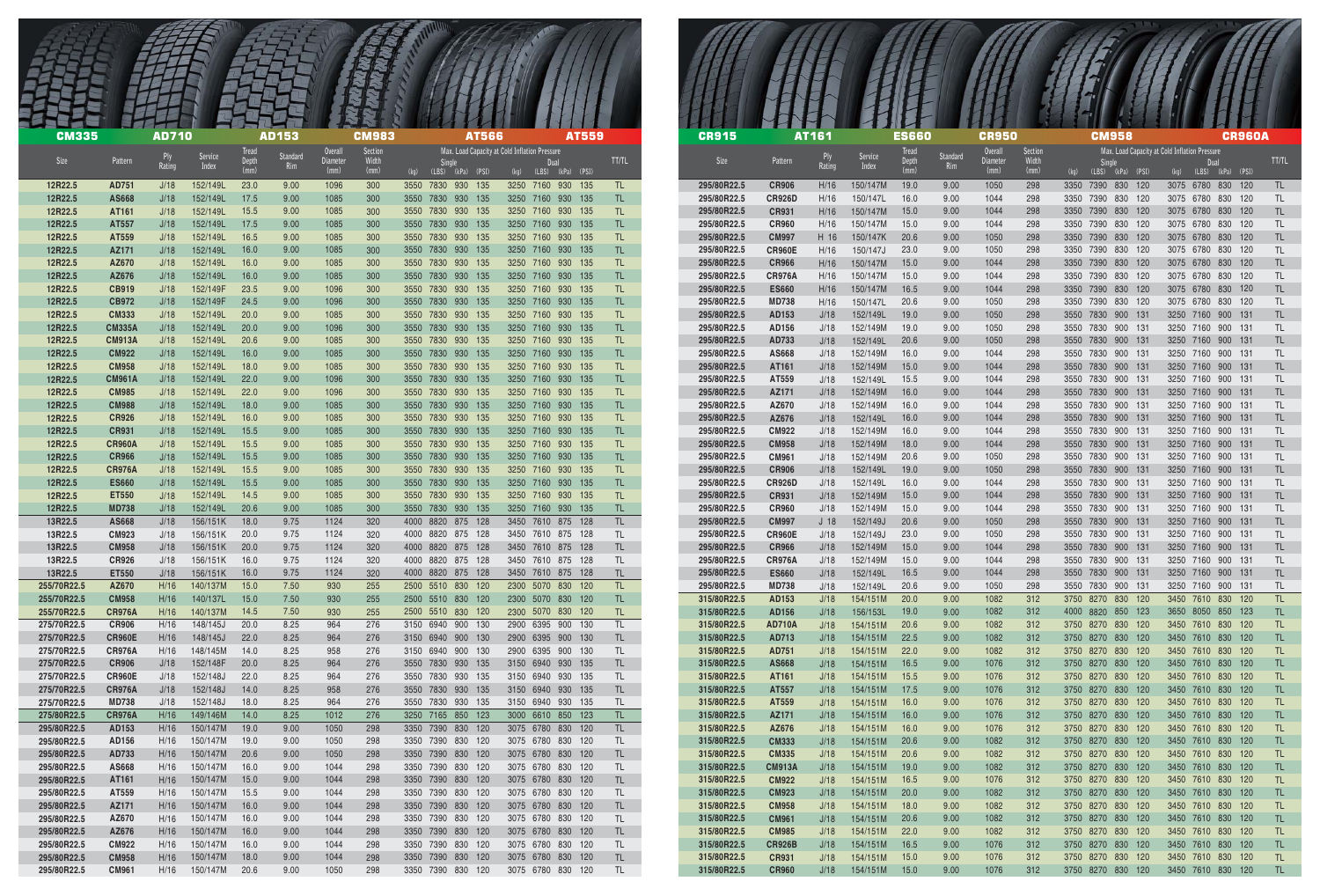CM335 AD710 AD153 CM983 AT566 AT559

| Size | Pattern | Ply Rating | Service Index | Tread Depth (mm) | Standard Rim | Overall Diameter (mm) | Section Width (mm) | Max. Load Capacity at Cold Inflation Pressure | | | | | | | | TT/TL |
|---|---|---|---|---|---|---|---|---|---|---|---|---|---|---|---|---|
| | | | | | | | | Single | | | | Dual | | | | |
| | | | | | | | | (kg) | (LBS) | (kPa) | (PSI) | (kg) | (LBS) | (kPa) | (PSI) | |
| 12R22.5 | AD751 | J/18 | 152/149L | 23.0 | 9.00 | 1096 | 300 | 3550 | 7830 | 930 | 135 | 3250 | 7160 | 930 | 135 | TL |
| 12R22.5 | AS668 | J/18 | 152/149L | 17.5 | 9.00 | 1085 | 300 | 3550 | 7830 | 930 | 135 | 3250 | 7160 | 930 | 135 | TL |
| 12R22.5 | AT161 | J/18 | 152/149L | 15.5 | 9.00 | 1085 | 300 | 3550 | 7830 | 930 | 135 | 3250 | 7160 | 930 | 135 | TL |
| 12R22.5 | AT557 | J/18 | 152/149L | 17.5 | 9.00 | 1085 | 300 | 3550 | 7830 | 930 | 135 | 3250 | 7160 | 930 | 135 | TL |
| 12R22.5 | AT559 | J/18 | 152/149L | 16.5 | 9.00 | 1085 | 300 | 3550 | 7830 | 930 | 135 | 3250 | 7160 | 930 | 135 | TL |
| 12R22.5 | AZ171 | J/18 | 152/149L | 16.0 | 9.00 | 1085 | 300 | 3550 | 7830 | 930 | 135 | 3250 | 7160 | 930 | 135 | TL |
| 12R22.5 | AZ670 | J/18 | 152/149L | 16.0 | 9.00 | 1085 | 300 | 3550 | 7830 | 930 | 135 | 3250 | 7160 | 930 | 135 | TL |
| 12R22.5 | AZ676 | J/18 | 152/149L | 16.0 | 9.00 | 1085 | 300 | 3550 | 7830 | 930 | 135 | 3250 | 7160 | 930 | 135 | TL |
| 12R22.5 | CB919 | J/18 | 152/149F | 23.5 | 9.00 | 1096 | 300 | 3550 | 7830 | 930 | 135 | 3250 | 7160 | 930 | 135 | TL |
| 12R22.5 | CB972 | J/18 | 152/149F | 24.5 | 9.00 | 1096 | 300 | 3550 | 7830 | 930 | 135 | 3250 | 7160 | 930 | 135 | TL |
| 12R22.5 | CM333 | J/18 | 152/149L | 20.0 | 9.00 | 1085 | 300 | 3550 | 7830 | 930 | 135 | 3250 | 7160 | 930 | 135 | TL |
| 12R22.5 | CM335A | J/18 | 152/149L | 20.0 | 9.00 | 1096 | 300 | 3550 | 7830 | 930 | 135 | 3250 | 7160 | 930 | 135 | TL |
| 12R22.5 | CM913A | J/18 | 152/149L | 20.6 | 9.00 | 1085 | 300 | 3550 | 7830 | 930 | 135 | 3250 | 7160 | 930 | 135 | TL |
| 12R22.5 | CM922 | J/18 | 152/149L | 16.0 | 9.00 | 1085 | 300 | 3550 | 7830 | 930 | 135 | 3250 | 7160 | 930 | 135 | TL |
| 12R22.5 | CM958 | J/18 | 152/149L | 18.0 | 9.00 | 1085 | 300 | 3550 | 7830 | 930 | 135 | 3250 | 7160 | 930 | 135 | TL |
| 12R22.5 | CM961A | J/18 | 152/149L | 22.0 | 9.00 | 1096 | 300 | 3550 | 7830 | 930 | 135 | 3250 | 7160 | 930 | 135 | TL |
| 12R22.5 | CM985 | J/18 | 152/149L | 22.0 | 9.00 | 1096 | 300 | 3550 | 7830 | 930 | 135 | 3250 | 7160 | 930 | 135 | TL |
| 12R22.5 | CM988 | J/18 | 152/149L | 18.0 | 9.00 | 1085 | 300 | 3550 | 7830 | 930 | 135 | 3250 | 7160 | 930 | 135 | TL |
| 12R22.5 | CR926 | J/18 | 152/149L | 16.0 | 9.00 | 1085 | 300 | 3550 | 7830 | 930 | 135 | 3250 | 7160 | 930 | 135 | TL |
| 12R22.5 | CR931 | J/18 | 152/149L | 15.5 | 9.00 | 1085 | 300 | 3550 | 7830 | 930 | 135 | 3250 | 7160 | 930 | 135 | TL |
| 12R22.5 | CR960A | J/18 | 152/149L | 15.5 | 9.00 | 1085 | 300 | 3550 | 7830 | 930 | 135 | 3250 | 7160 | 930 | 135 | TL |
| 12R22.5 | CR966 | J/18 | 152/149L | 15.5 | 9.00 | 1085 | 300 | 3550 | 7830 | 930 | 135 | 3250 | 7160 | 930 | 135 | TL |
| 12R22.5 | CR976A | J/18 | 152/149L | 15.5 | 9.00 | 1085 | 300 | 3550 | 7830 | 930 | 135 | 3250 | 7160 | 930 | 135 | TL |
| 12R22.5 | ES660 | J/18 | 152/149L | 15.5 | 9.00 | 1085 | 300 | 3550 | 7830 | 930 | 135 | 3250 | 7160 | 930 | 135 | TL |
| 12R22.5 | ET550 | J/18 | 152/149L | 14.5 | 9.00 | 1085 | 300 | 3550 | 7830 | 930 | 135 | 3250 | 7160 | 930 | 135 | TL |
| 12R22.5 | MD738 | J/18 | 152/149L | 20.6 | 9.00 | 1085 | 300 | 3550 | 7830 | 930 | 135 | 3250 | 7160 | 930 | 135 | TL |
| 13R22.5 | AS668 | J/18 | 156/151K | 18.0 | 9.75 | 1124 | 320 | 4000 | 8820 | 875 | 128 | 3450 | 7610 | 875 | 128 | TL |
| 13R22.5 | CM923 | J/18 | 156/151K | 20.0 | 9.75 | 1124 | 320 | 4000 | 8820 | 875 | 128 | 3450 | 7610 | 875 | 128 | TL |
| 13R22.5 | CM958 | J/18 | 156/151K | 20.0 | 9.75 | 1124 | 320 | 4000 | 8820 | 875 | 128 | 3450 | 7610 | 875 | 128 | TL |
| 13R22.5 | CR926 | J/18 | 156/151K | 16.0 | 9.75 | 1124 | 320 | 4000 | 8820 | 875 | 128 | 3450 | 7610 | 875 | 128 | TL |
| 13R22.5 | ET550 | J/18 | 156/151K | 16.0 | 9.75 | 1124 | 320 | 4000 | 8820 | 875 | 128 | 3450 | 7610 | 875 | 128 | TL |
| 255/70R22.5 | AZ670 | H/16 | 140/137M | 15.0 | 7.50 | 930 | 255 | 2500 | 5510 | 830 | 120 | 2300 | 5070 | 830 | 120 | TL |
| 255/70R22.5 | CM958 | H/16 | 140/137L | 15.0 | 7.50 | 930 | 255 | 2500 | 5510 | 830 | 120 | 2300 | 5070 | 830 | 120 | TL |
| 255/70R22.5 | CR976A | H/16 | 140/137M | 14.5 | 7.50 | 930 | 255 | 2500 | 5510 | 830 | 120 | 2300 | 5070 | 830 | 120 | TL |
| 275/70R22.5 | CR906 | H/16 | 148/145J | 20.0 | 8.25 | 964 | 276 | 3150 | 6940 | 900 | 130 | 2900 | 6395 | 900 | 130 | TL |
| 275/70R22.5 | CR960E | H/16 | 148/145J | 22.0 | 8.25 | 964 | 276 | 3150 | 6940 | 900 | 130 | 2900 | 6395 | 900 | 130 | TL |
| 275/70R22.5 | CR976A | H/16 | 148/145M | 14.0 | 8.25 | 958 | 276 | 3150 | 6940 | 900 | 130 | 2900 | 6395 | 900 | 130 | TL |
| 275/70R22.5 | CR906 | J/18 | 152/148F | 20.0 | 8.25 | 964 | 276 | 3550 | 7830 | 930 | 135 | 3150 | 6940 | 930 | 135 | TL |
| 275/70R22.5 | CR960E | J/18 | 152/148J | 22.0 | 8.25 | 964 | 276 | 3550 | 7830 | 930 | 135 | 3150 | 6940 | 930 | 135 | TL |
| 275/70R22.5 | CR976A | J/18 | 152/148J | 14.0 | 8.25 | 958 | 276 | 3550 | 7830 | 930 | 135 | 3150 | 6940 | 930 | 135 | TL |
| 275/70R22.5 | MD738 | J/18 | 152/148J | 18.0 | 8.25 | 964 | 276 | 3550 | 7830 | 930 | 135 | 3150 | 6940 | 930 | 135 | TL |
| 275/80R22.5 | CR976A | H/16 | 149/146M | 14.0 | 8.25 | 1012 | 276 | 3250 | 7165 | 850 | 123 | 3000 | 6610 | 850 | 123 | TL |
| 295/80R22.5 | AD153 | H/16 | 150/147M | 19.0 | 9.00 | 1050 | 298 | 3350 | 7390 | 830 | 120 | 3075 | 6780 | 830 | 120 | TL |
| 295/80R22.5 | AD156 | H/16 | 150/147M | 19.0 | 9.00 | 1050 | 298 | 3350 | 7390 | 830 | 120 | 3075 | 6780 | 830 | 120 | TL |
| 295/80R22.5 | AD733 | H/16 | 150/147M | 20.6 | 9.00 | 1050 | 298 | 3350 | 7390 | 830 | 120 | 3075 | 6780 | 830 | 120 | TL |
| 295/80R22.5 | AS668 | H/16 | 150/147M | 16.0 | 9.00 | 1044 | 298 | 3350 | 7390 | 830 | 120 | 3075 | 6780 | 830 | 120 | TL |
| 295/80R22.5 | AT161 | H/16 | 150/147M | 15.0 | 9.00 | 1044 | 298 | 3350 | 7390 | 830 | 120 | 3075 | 6780 | 830 | 120 | TL |
| 295/80R22.5 | AT559 | H/16 | 150/147M | 15.5 | 9.00 | 1044 | 298 | 3350 | 7390 | 830 | 120 | 3075 | 6780 | 830 | 120 | TL |
| 295/80R22.5 | AZ171 | H/16 | 150/147M | 16.0 | 9.00 | 1044 | 298 | 3350 | 7390 | 830 | 120 | 3075 | 6780 | 830 | 120 | TL |
| 295/80R22.5 | AZ670 | H/16 | 150/147M | 16.0 | 9.00 | 1044 | 298 | 3350 | 7390 | 830 | 120 | 3075 | 6780 | 830 | 120 | TL |
| 295/80R22.5 | AZ676 | H/16 | 150/147M | 16.0 | 9.00 | 1044 | 298 | 3350 | 7390 | 830 | 120 | 3075 | 6780 | 830 | 120 | TL |
| 295/80R22.5 | CM922 | H/16 | 150/147M | 16.0 | 9.00 | 1044 | 298 | 3350 | 7390 | 830 | 120 | 3075 | 6780 | 830 | 120 | TL |
| 295/80R22.5 | CM958 | H/16 | 150/147M | 18.0 | 9.00 | 1044 | 298 | 3350 | 7390 | 830 | 120 | 3075 | 6780 | 830 | 120 | TL |
| 295/80R22.5 | CM961 | H/16 | 150/147M | 20.6 | 9.00 | 1050 | 298 | 3350 | 7390 | 830 | 120 | 3075 | 6780 | 830 | 120 | TL |

CR915 AT161 ES660 CR950 CM958 CR960A

| Size | Pattern | Ply Rating | Service Index | Tread Depth (mm) | Standard Rim | Overall Diameter (mm) | Section Width (mm) | Max. Load Capacity at Cold Inflation Pressure | | | | | | | | TT/TL |
|---|---|---|---|---|---|---|---|---|---|---|---|---|---|---|---|---|
| | | | | | | | | Single | | | | Dual | | | | |
| | | | | | | | | (kg) | (LBS) | (kPa) | (PSI) | (kg) | (LBS) | (kPa) | (PSI) | |
| 295/80R22.5 | CR906 | H/16 | 150/147M | 19.0 | 9.00 | 1050 | 298 | 3350 | 7390 | 830 | 120 | 3075 | 6780 | 830 | 120 | TL |
| 295/80R22.5 | CR926D | H/16 | 150/147L | 16.0 | 9.00 | 1044 | 298 | 3350 | 7390 | 830 | 120 | 3075 | 6780 | 830 | 120 | TL |
| 295/80R22.5 | CR931 | H/16 | 150/147M | 15.0 | 9.00 | 1044 | 298 | 3350 | 7390 | 830 | 120 | 3075 | 6780 | 830 | 120 | TL |
| 295/80R22.5 | CR960 | H/16 | 150/147M | 15.0 | 9.00 | 1044 | 298 | 3350 | 7390 | 830 | 120 | 3075 | 6780 | 830 | 120 | TL |
| 295/80R22.5 | CR997 | H 16 | 150/147K | 20.6 | 9.00 | 1050 | 298 | 3350 | 7390 | 830 | 120 | 3075 | 6780 | 830 | 120 | TL |
| 295/80R22.5 | CR960E | H/16 | 150/147J | 23.0 | 9.00 | 1050 | 298 | 3350 | 7390 | 830 | 120 | 3075 | 6780 | 830 | 120 | TL |
| 295/80R22.5 | CR966 | H/16 | 150/147M | 15.0 | 9.00 | 1044 | 298 | 3350 | 7390 | 830 | 120 | 3075 | 6780 | 830 | 120 | TL |
| 295/80R22.5 | CR976A | H/16 | 150/147M | 15.0 | 9.00 | 1044 | 298 | 3350 | 7390 | 830 | 120 | 3075 | 6780 | 830 | 120 | TL |
| 295/80R22.5 | ES660 | H/16 | 150/147M | 16.5 | 9.00 | 1044 | 298 | 3350 | 7390 | 830 | 120 | 3075 | 6780 | 830 | 120 | TL |
| 295/80R22.5 | MD738 | H/16 | 150/147L | 20.6 | 9.00 | 1050 | 298 | 3350 | 7390 | 830 | 120 | 3075 | 6780 | 830 | 120 | TL |
| 295/80R22.5 | AD153 | J/18 | 152/149L | 19.0 | 9.00 | 1050 | 298 | 3550 | 7830 | 900 | 131 | 3250 | 7160 | 900 | 131 | TL |
| 295/80R22.5 | AD156 | J/18 | 152/149M | 19.0 | 9.00 | 1050 | 298 | 3550 | 7830 | 900 | 131 | 3250 | 7160 | 900 | 131 | TL |
| 295/80R22.5 | AD733 | J/18 | 152/149L | 20.6 | 9.00 | 1050 | 298 | 3550 | 7830 | 900 | 131 | 3250 | 7160 | 900 | 131 | TL |
| 295/80R22.5 | AS668 | J/18 | 152/149M | 16.0 | 9.00 | 1044 | 298 | 3550 | 7830 | 900 | 131 | 3250 | 7160 | 900 | 131 | TL |
| 295/80R22.5 | AT161 | J/18 | 152/149M | 15.0 | 9.00 | 1044 | 298 | 3550 | 7830 | 900 | 131 | 3250 | 7160 | 900 | 131 | TL |
| 295/80R22.5 | AT559 | J/18 | 152/149L | 15.5 | 9.00 | 1044 | 298 | 3550 | 7830 | 900 | 131 | 3250 | 7160 | 900 | 131 | TL |
| 295/80R22.5 | AZ171 | J/18 | 152/149M | 16.0 | 9.00 | 1044 | 298 | 3550 | 7830 | 900 | 131 | 3250 | 7160 | 900 | 131 | TL |
| 295/80R22.5 | AZ670 | J/18 | 152/149M | 16.0 | 9.00 | 1044 | 298 | 3550 | 7830 | 900 | 131 | 3250 | 7160 | 900 | 131 | TL |
| 295/80R22.5 | AZ676 | J/18 | 152/149L | 16.0 | 9.00 | 1044 | 298 | 3550 | 7830 | 900 | 131 | 3250 | 7160 | 900 | 131 | TL |
| 295/80R22.5 | CM922 | J/18 | 152/149M | 16.0 | 9.00 | 1044 | 298 | 3550 | 7830 | 900 | 131 | 3250 | 7160 | 900 | 131 | TL |
| 295/80R22.5 | CM958 | J/18 | 152/149M | 18.0 | 9.00 | 1044 | 298 | 3550 | 7830 | 900 | 131 | 3250 | 7160 | 900 | 131 | TL |
| 295/80R22.5 | CM961 | J/18 | 152/149M | 20.6 | 9.00 | 1050 | 298 | 3550 | 7830 | 900 | 131 | 3250 | 7160 | 900 | 131 | TL |
| 295/80R22.5 | CR906 | J/18 | 152/149L | 19.0 | 9.00 | 1050 | 298 | 3550 | 7830 | 900 | 131 | 3250 | 7160 | 900 | 131 | TL |
| 295/80R22.5 | CR926D | J/18 | 152/149L | 16.0 | 9.00 | 1044 | 298 | 3550 | 7830 | 900 | 131 | 3250 | 7160 | 900 | 131 | TL |
| 295/80R22.5 | CR931 | J/18 | 152/149M | 15.0 | 9.00 | 1044 | 298 | 3550 | 7830 | 900 | 131 | 3250 | 7160 | 900 | 131 | TL |
| 295/80R22.5 | CR960 | J/18 | 152/149M | 15.0 | 9.00 | 1044 | 298 | 3550 | 7830 | 900 | 131 | 3250 | 7160 | 900 | 131 | TL |
| 295/80R22.5 | CR997 | J 18 | 152/149J | 20.6 | 9.00 | 1050 | 298 | 3550 | 7830 | 900 | 131 | 3250 | 7160 | 900 | 131 | TL |
| 295/80R22.5 | CR960E | J/18 | 152/149J | 23.0 | 9.00 | 1050 | 298 | 3550 | 7830 | 900 | 131 | 3250 | 7160 | 900 | 131 | TL |
| 295/80R22.5 | CR966 | J/18 | 152/149M | 15.0 | 9.00 | 1044 | 298 | 3550 | 7830 | 900 | 131 | 3250 | 7160 | 900 | 131 | TL |
| 295/80R22.5 | CR976A | J/18 | 152/149M | 15.0 | 9.00 | 1044 | 298 | 3550 | 7830 | 900 | 131 | 3250 | 7160 | 900 | 131 | TL |
| 295/80R22.5 | ES660 | J/18 | 152/149L | 16.5 | 9.00 | 1044 | 298 | 3550 | 7830 | 900 | 131 | 3250 | 7160 | 900 | 131 | TL |
| 295/80R22.5 | MD738 | J/18 | 152/149L | 20.6 | 9.00 | 1050 | 298 | 3550 | 7830 | 900 | 131 | 3250 | 7160 | 900 | 131 | TL |
| 315/80R22.5 | AD153 | J/18 | 154/151M | 20.0 | 9.00 | 1082 | 312 | 3750 | 8270 | 830 | 120 | 3450 | 7610 | 830 | 120 | TL |
| 315/80R22.5 | AD156 | J/18 | 156/153L | 19.0 | 9.00 | 1082 | 312 | 4000 | 8820 | 850 | 123 | 3650 | 8050 | 850 | 123 | TL |
| 315/80R22.5 | AD710A | J/18 | 154/151M | 20.6 | 9.00 | 1082 | 312 | 3750 | 8270 | 830 | 120 | 3450 | 7610 | 830 | 120 | TL |
| 315/80R22.5 | AD713 | J/18 | 154/151M | 22.5 | 9.00 | 1082 | 312 | 3750 | 8270 | 830 | 120 | 3450 | 7610 | 830 | 120 | TL |
| 315/80R22.5 | AD751 | J/18 | 154/151M | 22.0 | 9.00 | 1082 | 312 | 3750 | 8270 | 830 | 120 | 3450 | 7610 | 830 | 120 | TL |
| 315/80R22.5 | AS668 | J/18 | 154/151M | 16.5 | 9.00 | 1076 | 312 | 3750 | 8270 | 830 | 120 | 3450 | 7610 | 830 | 120 | TL |
| 315/80R22.5 | AT161 | J/18 | 154/151M | 15.5 | 9.00 | 1076 | 312 | 3750 | 8270 | 830 | 120 | 3450 | 7610 | 830 | 120 | TL |
| 315/80R22.5 | AT557 | J/18 | 154/151M | 17.5 | 9.00 | 1076 | 312 | 3750 | 8270 | 830 | 120 | 3450 | 7610 | 830 | 120 | TL |
| 315/80R22.5 | AT559 | J/18 | 154/151M | 16.0 | 9.00 | 1076 | 312 | 3750 | 8270 | 830 | 120 | 3450 | 7610 | 830 | 120 | TL |
| 315/80R22.5 | AZ171 | J/18 | 154/151M | 16.0 | 9.00 | 1076 | 312 | 3750 | 8270 | 830 | 120 | 3450 | 7610 | 830 | 120 | TL |
| 315/80R22.5 | AZ676 | J/18 | 154/151M | 16.0 | 9.00 | 1076 | 312 | 3750 | 8270 | 830 | 120 | 3450 | 7610 | 830 | 120 | TL |
| 315/80R22.5 | CM333 | J/18 | 154/151M | 20.6 | 9.00 | 1082 | 312 | 3750 | 8270 | 830 | 120 | 3450 | 7610 | 830 | 120 | TL |
| 315/80R22.5 | CM335 | J/18 | 154/151M | 20.6 | 9.00 | 1082 | 312 | 3750 | 8270 | 830 | 120 | 3450 | 7610 | 830 | 120 | TL |
| 315/80R22.5 | CM913A | J/18 | 154/151M | 19.0 | 9.00 | 1082 | 312 | 3750 | 8270 | 830 | 120 | 3450 | 7610 | 830 | 120 | TL |
| 315/80R22.5 | CM922 | J/18 | 154/151M | 16.5 | 9.00 | 1076 | 312 | 3750 | 8270 | 830 | 120 | 3450 | 7610 | 830 | 120 | TL |
| 315/80R22.5 | CM923 | J/18 | 154/151M | 20.0 | 9.00 | 1082 | 312 | 3750 | 8270 | 830 | 120 | 3450 | 7610 | 830 | 120 | TL |
| 315/80R22.5 | CM958 | J/18 | 154/151M | 18.0 | 9.00 | 1082 | 312 | 3750 | 8270 | 830 | 120 | 3450 | 7610 | 830 | 120 | TL |
| 315/80R22.5 | CM961 | J/18 | 154/151M | 20.6 | 9.00 | 1082 | 312 | 3750 | 8270 | 830 | 120 | 3450 | 7610 | 830 | 120 | TL |
| 315/80R22.5 | CM985 | J/18 | 154/151M | 22.0 | 9.00 | 1082 | 312 | 3750 | 8270 | 830 | 120 | 3450 | 7610 | 830 | 120 | TL |
| 315/80R22.5 | CR926B | J/18 | 154/151M | 16.5 | 9.00 | 1076 | 312 | 3750 | 8270 | 830 | 120 | 3450 | 7610 | 830 | 120 | TL |
| 315/80R22.5 | CR931 | J/18 | 154/151M | 15.0 | 9.00 | 1076 | 312 | 3750 | 8270 | 830 | 120 | 3450 | 7610 | 830 | 120 | TL |
| 315/80R22.5 | CR960 | J/18 | 154/151M | 15.0 | 9.00 | 1076 | 312 | 3750 | 8270 | 830 | 120 | 3450 | 7610 | 830 | 120 | TL |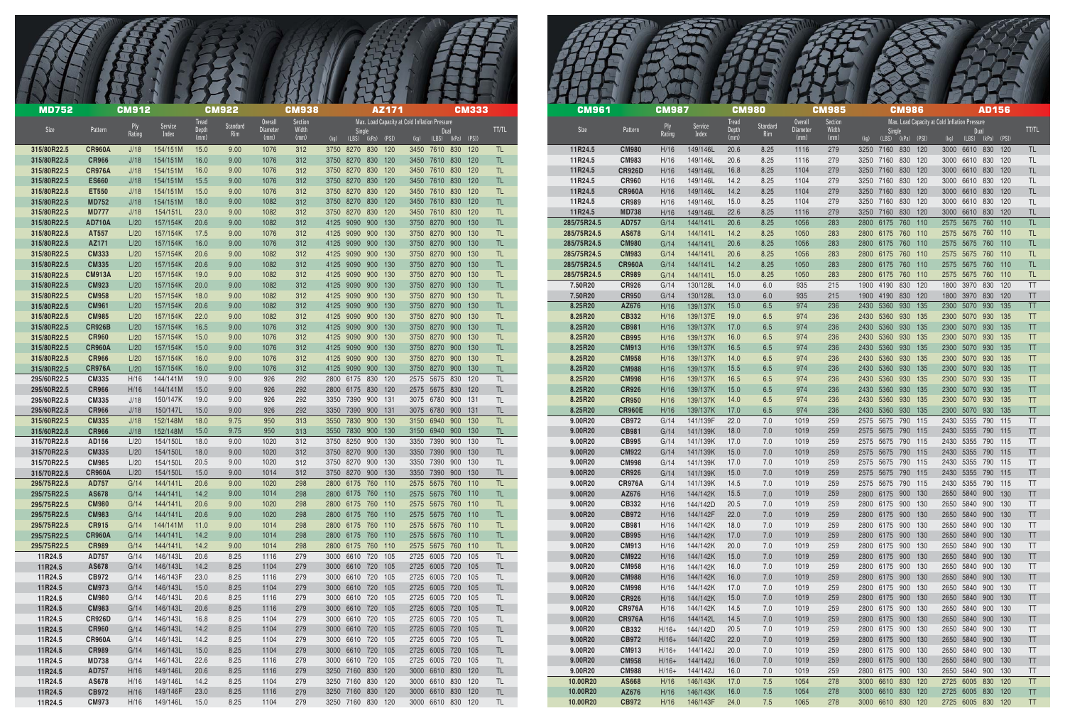MD752 CM912 CM922 CM938 AZ171 CM333

| Size | Pattern | Ply Rating | Service Index | Tread Depth (mm) | Standard Rim | Overall Diameter (mm) | Section Width (mm) | Max. Load Capacity at Cold Inflation Pressure Single (kg) | (LBS) | (kPa) | (PSI) | Dual (kg) | (LBS) | (kPa) | (PSI) | TT/TL |
|---|---|---|---|---|---|---|---|---|---|---|---|---|---|---|---|---|
| 315/80R22.5 | CR960A | J/18 | 154/151M | 15.0 | 9.00 | 1076 | 312 | 3750 | 8270 | 830 | 120 | 3450 | 7610 | 830 | 120 | TL |
| 315/80R22.5 | CR966 | J/18 | 154/151M | 16.0 | 9.00 | 1076 | 312 | 3750 | 8270 | 830 | 120 | 3450 | 7610 | 830 | 120 | TL |
| 315/80R22.5 | CR976A | J/18 | 154/151M | 16.0 | 9.00 | 1076 | 312 | 3750 | 8270 | 830 | 120 | 3450 | 7610 | 830 | 120 | TL |
| 315/80R22.5 | ES660 | J/18 | 154/151M | 15.5 | 9.00 | 1076 | 312 | 3750 | 8270 | 830 | 120 | 3450 | 7610 | 830 | 120 | TL |
| 315/80R22.5 | ET550 | J/18 | 154/151M | 15.0 | 9.00 | 1076 | 312 | 3750 | 8270 | 830 | 120 | 3450 | 7610 | 830 | 120 | TL |
| 315/80R22.5 | MD752 | J/18 | 154/151M | 18.0 | 9.00 | 1082 | 312 | 3750 | 8270 | 830 | 120 | 3450 | 7610 | 830 | 120 | TL |
| 315/80R22.5 | MD777 | J/18 | 154/151L | 23.0 | 9.00 | 1082 | 312 | 3750 | 8270 | 830 | 120 | 3450 | 7610 | 830 | 120 | TL |
| 315/80R22.5 | AD710A | L/20 | 157/154K | 20.6 | 9.00 | 1082 | 312 | 4125 | 9090 | 900 | 130 | 3750 | 8270 | 900 | 130 | TL |
| 315/80R22.5 | AT557 | L/20 | 157/154K | 17.5 | 9.00 | 1076 | 312 | 4125 | 9090 | 900 | 130 | 3750 | 8270 | 900 | 130 | TL |
| 315/80R22.5 | AZ171 | L/20 | 157/154K | 16.0 | 9.00 | 1076 | 312 | 4125 | 9090 | 900 | 130 | 3750 | 8270 | 900 | 130 | TL |
| 315/80R22.5 | CM333 | L/20 | 157/154K | 20.6 | 9.00 | 1082 | 312 | 4125 | 9090 | 900 | 130 | 3750 | 8270 | 900 | 130 | TL |
| 315/80R22.5 | CM335 | L/20 | 157/154K | 20.6 | 9.00 | 1082 | 312 | 4125 | 9090 | 900 | 130 | 3750 | 8270 | 900 | 130 | TL |
| 315/80R22.5 | CM913A | L/20 | 157/154K | 19.0 | 9.00 | 1082 | 312 | 4125 | 9090 | 900 | 130 | 3750 | 8270 | 900 | 130 | TL |
| 315/80R22.5 | CM923 | L/20 | 157/154K | 20.0 | 9.00 | 1082 | 312 | 4125 | 9090 | 900 | 130 | 3750 | 8270 | 900 | 130 | TL |
| 315/80R22.5 | CM958 | L/20 | 157/154K | 18.0 | 9.00 | 1082 | 312 | 4125 | 9090 | 900 | 130 | 3750 | 8270 | 900 | 130 | TL |
| 315/80R22.5 | CM961 | L/20 | 157/154K | 20.6 | 9.00 | 1082 | 312 | 4125 | 9090 | 900 | 130 | 3750 | 8270 | 900 | 130 | TL |
| 315/80R22.5 | CM985 | L/20 | 157/154K | 22.0 | 9.00 | 1082 | 312 | 4125 | 9090 | 900 | 130 | 3750 | 8270 | 900 | 130 | TL |
| 315/80R22.5 | CR926B | L/20 | 157/154K | 16.5 | 9.00 | 1076 | 312 | 4125 | 9090 | 900 | 130 | 3750 | 8270 | 900 | 130 | TL |
| 315/80R22.5 | CR960 | L/20 | 157/154K | 15.0 | 9.00 | 1076 | 312 | 4125 | 9090 | 900 | 130 | 3750 | 8270 | 900 | 130 | TL |
| 315/80R22.5 | CR960A | L/20 | 157/154K | 15.0 | 9.00 | 1076 | 312 | 4125 | 9090 | 900 | 130 | 3750 | 8270 | 900 | 130 | TL |
| 315/80R22.5 | CR966 | L/20 | 157/154K | 16.0 | 9.00 | 1076 | 312 | 4125 | 9090 | 900 | 130 | 3750 | 8270 | 900 | 130 | TL |
| 315/80R22.5 | CR976A | L/20 | 157/154K | 16.0 | 9.00 | 1076 | 312 | 4125 | 9090 | 900 | 130 | 3750 | 8270 | 900 | 130 | TL |
| 295/60R22.5 | CM335 | H/16 | 144/141M | 19.0 | 9.00 | 926 | 292 | 2800 | 6175 | 830 | 120 | 2575 | 5675 | 830 | 120 | TL |
| 295/60R22.5 | CR966 | H/16 | 144/141M | 15.0 | 9.00 | 926 | 292 | 2800 | 6175 | 830 | 120 | 2575 | 5675 | 830 | 120 | TL |
| 295/60R22.5 | CM335 | J/18 | 150/147K | 19.0 | 9.00 | 926 | 292 | 3350 | 7390 | 900 | 131 | 3075 | 6780 | 900 | 131 | TL |
| 295/60R22.5 | CR966 | J/18 | 150/147L | 15.0 | 9.00 | 926 | 292 | 3350 | 7390 | 900 | 131 | 3075 | 6780 | 900 | 131 | TL |
| 315/60R22.5 | CM335 | J/18 | 152/148M | 18.0 | 9.75 | 950 | 313 | 3550 | 7830 | 900 | 130 | 3150 | 6940 | 900 | 130 | TL |
| 315/60R22.5 | CR966 | J/18 | 152/148M | 15.0 | 9.75 | 950 | 313 | 3550 | 7830 | 900 | 130 | 3150 | 6940 | 900 | 130 | TL |
| 315/70R22.5 | AD156 | L/20 | 154/150L | 18.0 | 9.00 | 1020 | 312 | 3750 | 8250 | 900 | 130 | 3350 | 7390 | 900 | 130 | TL |
| 315/70R22.5 | CM335 | L/20 | 154/150L | 18.0 | 9.00 | 1020 | 312 | 3750 | 8270 | 900 | 130 | 3350 | 7390 | 900 | 130 | TL |
| 315/70R22.5 | CM985 | L/20 | 154/150L | 20.5 | 9.00 | 1020 | 312 | 3750 | 8270 | 900 | 130 | 3350 | 7390 | 900 | 130 | TL |
| 315/70R22.5 | CR960A | L/20 | 154/150L | 15.0 | 9.00 | 1014 | 312 | 3750 | 8270 | 900 | 130 | 3350 | 7390 | 900 | 130 | TL |
| 295/75R22.5 | AD757 | G/14 | 144/141L | 20.6 | 9.00 | 1020 | 298 | 2800 | 6175 | 760 | 110 | 2575 | 5675 | 760 | 110 | TL |
| 295/75R22.5 | AS678 | G/14 | 144/141L | 14.2 | 9.00 | 1014 | 298 | 2800 | 6175 | 760 | 110 | 2575 | 5675 | 760 | 110 | TL |
| 295/75R22.5 | CM980 | G/14 | 144/141L | 20.6 | 9.00 | 1020 | 298 | 2800 | 6175 | 760 | 110 | 2575 | 5675 | 760 | 110 | TL |
| 295/75R22.5 | CM983 | G/14 | 144/141L | 20.6 | 9.00 | 1020 | 298 | 2800 | 6175 | 760 | 110 | 2575 | 5675 | 760 | 110 | TL |
| 295/75R22.5 | CR915 | G/14 | 144/141M | 11.0 | 9.00 | 1014 | 298 | 2800 | 6175 | 760 | 110 | 2575 | 5675 | 760 | 110 | TL |
| 295/75R22.5 | CR960A | G/14 | 144/141L | 14.2 | 9.00 | 1014 | 298 | 2800 | 6175 | 760 | 110 | 2575 | 5675 | 760 | 110 | TL |
| 295/75R22.5 | CR989 | G/14 | 144/141L | 14.2 | 9.00 | 1014 | 298 | 2800 | 6175 | 760 | 110 | 2575 | 5675 | 760 | 110 | TL |
| 11R24.5 | AD757 | G/14 | 146/143L | 20.6 | 8.25 | 1116 | 279 | 3000 | 6610 | 720 | 105 | 2725 | 6005 | 720 | 105 | TL |
| 11R24.5 | AS678 | G/14 | 146/143L | 14.2 | 8.25 | 1104 | 279 | 3000 | 6610 | 720 | 105 | 2725 | 6005 | 720 | 105 | TL |
| 11R24.5 | CB972 | G/14 | 146/143F | 23.0 | 8.25 | 1116 | 279 | 3000 | 6610 | 720 | 105 | 2725 | 6005 | 720 | 105 | TL |
| 11R24.5 | CM973 | G/14 | 146/143L | 15.0 | 8.25 | 1104 | 279 | 3000 | 6610 | 720 | 105 | 2725 | 6005 | 720 | 105 | TL |
| 11R24.5 | CM980 | G/14 | 146/143L | 20.6 | 8.25 | 1116 | 279 | 3000 | 6610 | 720 | 105 | 2725 | 6005 | 720 | 105 | TL |
| 11R24.5 | CM983 | G/14 | 146/143L | 20.6 | 8.25 | 1116 | 279 | 3000 | 6610 | 720 | 105 | 2725 | 6005 | 720 | 105 | TL |
| 11R24.5 | CR926D | G/14 | 146/143L | 16.8 | 8.25 | 1104 | 279 | 3000 | 6610 | 720 | 105 | 2725 | 6005 | 720 | 105 | TL |
| 11R24.5 | CR960 | G/14 | 146/143L | 14.2 | 8.25 | 1104 | 279 | 3000 | 6610 | 720 | 105 | 2725 | 6005 | 720 | 105 | TL |
| 11R24.5 | CR960A | G/14 | 146/143L | 14.2 | 8.25 | 1104 | 279 | 3000 | 6610 | 720 | 105 | 2725 | 6005 | 720 | 105 | TL |
| 11R24.5 | CR989 | G/14 | 146/143L | 15.0 | 8.25 | 1104 | 279 | 3000 | 6610 | 720 | 105 | 2725 | 6005 | 720 | 105 | TL |
| 11R24.5 | MD738 | G/14 | 146/143L | 22.6 | 8.25 | 1116 | 279 | 3000 | 6610 | 720 | 105 | 2725 | 6005 | 720 | 105 | TL |
| 11R24.5 | AD757 | H/16 | 149/146L | 20.6 | 8.25 | 1116 | 279 | 3250 | 7160 | 830 | 120 | 3000 | 6610 | 830 | 120 | TL |
| 11R24.5 | AS678 | H/16 | 149/146L | 14.2 | 8.25 | 1104 | 279 | 3250 | 7160 | 830 | 120 | 3000 | 6610 | 830 | 120 | TL |
| 11R24.5 | CB972 | H/16 | 149/146F | 23.0 | 8.25 | 1116 | 279 | 3250 | 7160 | 830 | 120 | 3000 | 6610 | 830 | 120 | TL |
| 11R24.5 | CM973 | H/16 | 149/146L | 15.0 | 8.25 | 1104 | 279 | 3250 | 7160 | 830 | 120 | 3000 | 6610 | 830 | 120 | TL |

CM961 CM987 CM980 CM985 CM986 AD156

| Size | Pattern | Ply Rating | Service Index | Tread Depth (mm) | Standard Rim | Overall Diameter (mm) | Section Width (mm) | Max. Load Capacity at Cold Inflation Pressure Single (kg) | (LBS) | (kPa) | (PSI) | Dual (kg) | (LBS) | (kPa) | (PSI) | TT/TL |
|---|---|---|---|---|---|---|---|---|---|---|---|---|---|---|---|---|
| 11R24.5 | CM980 | H/16 | 149/146L | 20.6 | 8.25 | 1116 | 279 | 3250 | 7160 | 830 | 120 | 3000 | 6610 | 830 | 120 | TL |
| 11R24.5 | CM983 | H/16 | 149/146L | 20.6 | 8.25 | 1116 | 279 | 3250 | 7160 | 830 | 120 | 3000 | 6610 | 830 | 120 | TL |
| 11R24.5 | CR926D | H/16 | 149/146L | 16.8 | 8.25 | 1104 | 279 | 3250 | 7160 | 830 | 120 | 3000 | 6610 | 830 | 120 | TL |
| 11R24.5 | CR960 | H/16 | 149/146L | 14.2 | 8.25 | 1104 | 279 | 3250 | 7160 | 830 | 120 | 3000 | 6610 | 830 | 120 | TL |
| 11R24.5 | CR960A | H/16 | 149/146L | 14.2 | 8.25 | 1104 | 279 | 3250 | 7160 | 830 | 120 | 3000 | 6610 | 830 | 120 | TL |
| 11R24.5 | CR989 | H/16 | 149/146L | 15.0 | 8.25 | 1104 | 279 | 3250 | 7160 | 830 | 120 | 3000 | 6610 | 830 | 120 | TL |
| 11R24.5 | MD738 | H/16 | 149/146L | 22.6 | 8.25 | 1116 | 279 | 3250 | 7160 | 830 | 120 | 3000 | 6610 | 830 | 120 | TL |
| 285/75R24.5 | AD757 | G/14 | 144/141L | 20.6 | 8.25 | 1056 | 283 | 2800 | 6175 | 760 | 110 | 2575 | 5675 | 760 | 110 | TL |
| 285/75R24.5 | AS678 | G/14 | 144/141L | 14.2 | 8.25 | 1050 | 283 | 2800 | 6175 | 760 | 110 | 2575 | 5675 | 760 | 110 | TL |
| 285/75R24.5 | CM980 | G/14 | 144/141L | 20.6 | 8.25 | 1056 | 283 | 2800 | 6175 | 760 | 110 | 2575 | 5675 | 760 | 110 | TL |
| 285/75R24.5 | CM983 | G/14 | 144/141L | 20.6 | 8.25 | 1056 | 283 | 2800 | 6175 | 760 | 110 | 2575 | 5675 | 760 | 110 | TL |
| 285/75R24.5 | CR960A | G/14 | 144/141L | 14.2 | 8.25 | 1050 | 283 | 2800 | 6175 | 760 | 110 | 2575 | 5675 | 760 | 110 | TL |
| 285/75R24.5 | CR989 | G/14 | 144/141L | 15.0 | 8.25 | 1050 | 283 | 2800 | 6175 | 760 | 110 | 2575 | 5675 | 760 | 110 | TL |
| 7.50R20 | CR926 | G/14 | 130/128L | 14.0 | 6.0 | 935 | 215 | 1900 | 4190 | 830 | 120 | 1800 | 3970 | 830 | 120 | TT |
| 7.50R20 | CR950 | G/14 | 130/128L | 13.0 | 6.0 | 935 | 215 | 1900 | 4190 | 830 | 120 | 1800 | 3970 | 830 | 120 | TT |
| 8.25R20 | AZ676 | H/16 | 139/137K | 15.0 | 6.5 | 974 | 236 | 2430 | 5360 | 930 | 135 | 2300 | 5070 | 930 | 135 | TT |
| 8.25R20 | CB332 | H/16 | 139/137E | 19.0 | 6.5 | 974 | 236 | 2430 | 5360 | 930 | 135 | 2300 | 5070 | 930 | 135 | TT |
| 8.25R20 | CB981 | H/16 | 139/137K | 17.0 | 6.5 | 974 | 236 | 2430 | 5360 | 930 | 135 | 2300 | 5070 | 930 | 135 | TT |
| 8.25R20 | CB995 | H/16 | 139/137K | 16.0 | 6.5 | 974 | 236 | 2430 | 5360 | 930 | 135 | 2300 | 5070 | 930 | 135 | TT |
| 8.25R20 | CM913 | H/16 | 139/137K | 16.5 | 6.5 | 974 | 236 | 2430 | 5360 | 930 | 135 | 2300 | 5070 | 930 | 135 | TT |
| 8.25R20 | CM958 | H/16 | 139/137K | 14.0 | 6.5 | 974 | 236 | 2430 | 5360 | 930 | 135 | 2300 | 5070 | 930 | 135 | TT |
| 8.25R20 | CM988 | H/16 | 139/137K | 15.5 | 6.5 | 974 | 236 | 2430 | 5360 | 930 | 135 | 2300 | 5070 | 930 | 135 | TT |
| 8.25R20 | CM998 | H/16 | 139/137K | 16.5 | 6.5 | 974 | 236 | 2430 | 5360 | 930 | 135 | 2300 | 5070 | 930 | 135 | TT |
| 8.25R20 | CR926 | H/16 | 139/137K | 15.0 | 6.5 | 974 | 236 | 2430 | 5360 | 930 | 135 | 2300 | 5070 | 930 | 135 | TT |
| 8.25R20 | CR950 | H/16 | 139/137K | 14.0 | 6.5 | 974 | 236 | 2430 | 5360 | 930 | 135 | 2300 | 5070 | 930 | 135 | TT |
| 8.25R20 | CR960E | H/16 | 139/137K | 17.0 | 6.5 | 974 | 236 | 2430 | 5360 | 930 | 135 | 2300 | 5070 | 930 | 135 | TT |
| 9.00R20 | CB972 | G/14 | 141/139F | 22.0 | 7.0 | 1019 | 259 | 2575 | 5675 | 790 | 115 | 2430 | 5355 | 790 | 115 | TT |
| 9.00R20 | CB981 | G/14 | 141/139K | 18.0 | 7.0 | 1019 | 259 | 2575 | 5675 | 790 | 115 | 2430 | 5355 | 790 | 115 | TT |
| 9.00R20 | CB995 | G/14 | 141/139K | 17.0 | 7.0 | 1019 | 259 | 2575 | 5675 | 790 | 115 | 2430 | 5355 | 790 | 115 | TT |
| 9.00R20 | CM922 | G/14 | 141/139K | 15.0 | 7.0 | 1019 | 259 | 2575 | 5675 | 790 | 115 | 2430 | 5355 | 790 | 115 | TT |
| 9.00R20 | CM998 | G/14 | 141/139K | 17.0 | 7.0 | 1019 | 259 | 2575 | 5675 | 790 | 115 | 2430 | 5355 | 790 | 115 | TT |
| 9.00R20 | CR926 | G/14 | 141/139K | 15.0 | 7.0 | 1019 | 259 | 2575 | 5675 | 790 | 115 | 2430 | 5355 | 790 | 115 | TT |
| 9.00R20 | CR976A | G/14 | 141/139K | 14.5 | 7.0 | 1019 | 259 | 2575 | 5675 | 790 | 115 | 2430 | 5355 | 790 | 115 | TT |
| 9.00R20 | AZ676 | H/16 | 144/142K | 15.5 | 7.0 | 1019 | 259 | 2800 | 6175 | 900 | 130 | 2650 | 5840 | 900 | 130 | TT |
| 9.00R20 | CB332 | H/16 | 144/142D | 20.5 | 7.0 | 1019 | 259 | 2800 | 6175 | 900 | 130 | 2650 | 5840 | 900 | 130 | TT |
| 9.00R20 | CB972 | H/16 | 144/142F | 22.0 | 7.0 | 1019 | 259 | 2800 | 6175 | 900 | 130 | 2650 | 5840 | 900 | 130 | TT |
| 9.00R20 | CB981 | H/16 | 144/142K | 18.0 | 7.0 | 1019 | 259 | 2800 | 6175 | 900 | 130 | 2650 | 5840 | 900 | 130 | TT |
| 9.00R20 | CB995 | H/16 | 144/142K | 17.0 | 7.0 | 1019 | 259 | 2800 | 6175 | 900 | 130 | 2650 | 5840 | 900 | 130 | TT |
| 9.00R20 | CM913 | H/16 | 144/142K | 20.0 | 7.0 | 1019 | 259 | 2800 | 6175 | 900 | 130 | 2650 | 5840 | 900 | 130 | TT |
| 9.00R20 | CM922 | H/16 | 144/142K | 15.0 | 7.0 | 1019 | 259 | 2800 | 6175 | 900 | 130 | 2650 | 5840 | 900 | 130 | TT |
| 9.00R20 | CM958 | H/16 | 144/142K | 16.0 | 7.0 | 1019 | 259 | 2800 | 6175 | 900 | 130 | 2650 | 5840 | 900 | 130 | TT |
| 9.00R20 | CM988 | H/16 | 144/142K | 16.0 | 7.0 | 1019 | 259 | 2800 | 6175 | 900 | 130 | 2650 | 5840 | 900 | 130 | TT |
| 9.00R20 | CM998 | H/16 | 144/142K | 17.0 | 7.0 | 1019 | 259 | 2800 | 6175 | 900 | 130 | 2650 | 5840 | 900 | 130 | TT |
| 9.00R20 | CR926 | H/16 | 144/142K | 15.0 | 7.0 | 1019 | 259 | 2800 | 6175 | 900 | 130 | 2650 | 5840 | 900 | 130 | TT |
| 9.00R20 | CR976A | H/16 | 144/142K | 14.5 | 7.0 | 1019 | 259 | 2800 | 6175 | 900 | 130 | 2650 | 5840 | 900 | 130 | TT |
| 9.00R20 | CR976A | H/16 | 144/142L | 14.5 | 7.0 | 1019 | 259 | 2800 | 6175 | 900 | 130 | 2650 | 5840 | 900 | 130 | TT |
| 9.00R20 | CB332 | H/16+ | 144/142D | 20.5 | 7.0 | 1019 | 259 | 2800 | 6175 | 900 | 130 | 2650 | 5840 | 900 | 130 | TT |
| 9.00R20 | CB972 | H/16+ | 144/142C | 22.0 | 7.0 | 1019 | 259 | 2800 | 6175 | 900 | 130 | 2650 | 5840 | 900 | 130 | TT |
| 9.00R20 | CM913 | H/16+ | 144/142J | 20.0 | 7.0 | 1019 | 259 | 2800 | 6175 | 900 | 130 | 2650 | 5840 | 900 | 130 | TT |
| 9.00R20 | CM958 | H/16+ | 144/142J | 16.0 | 7.0 | 1019 | 259 | 2800 | 6175 | 900 | 130 | 2650 | 5840 | 900 | 130 | TT |
| 9.00R20 | CM988 | H/16+ | 144/142J | 16.0 | 7.0 | 1019 | 259 | 2800 | 6175 | 900 | 130 | 2650 | 5840 | 900 | 130 | TT |
| 10.00R20 | AS668 | H/16 | 146/143K | 17.0 | 7.5 | 1054 | 278 | 3000 | 6610 | 830 | 120 | 2725 | 6005 | 830 | 120 | TT |
| 10.00R20 | AZ676 | H/16 | 146/143K | 16.0 | 7.5 | 1054 | 278 | 3000 | 6610 | 830 | 120 | 2725 | 6005 | 830 | 120 | TT |
| 10.00R20 | CB972 | H/16 | 146/143F | 24.0 | 7.5 | 1065 | 278 | 3000 | 6610 | 830 | 120 | 2725 | 6005 | 830 | 120 | TT |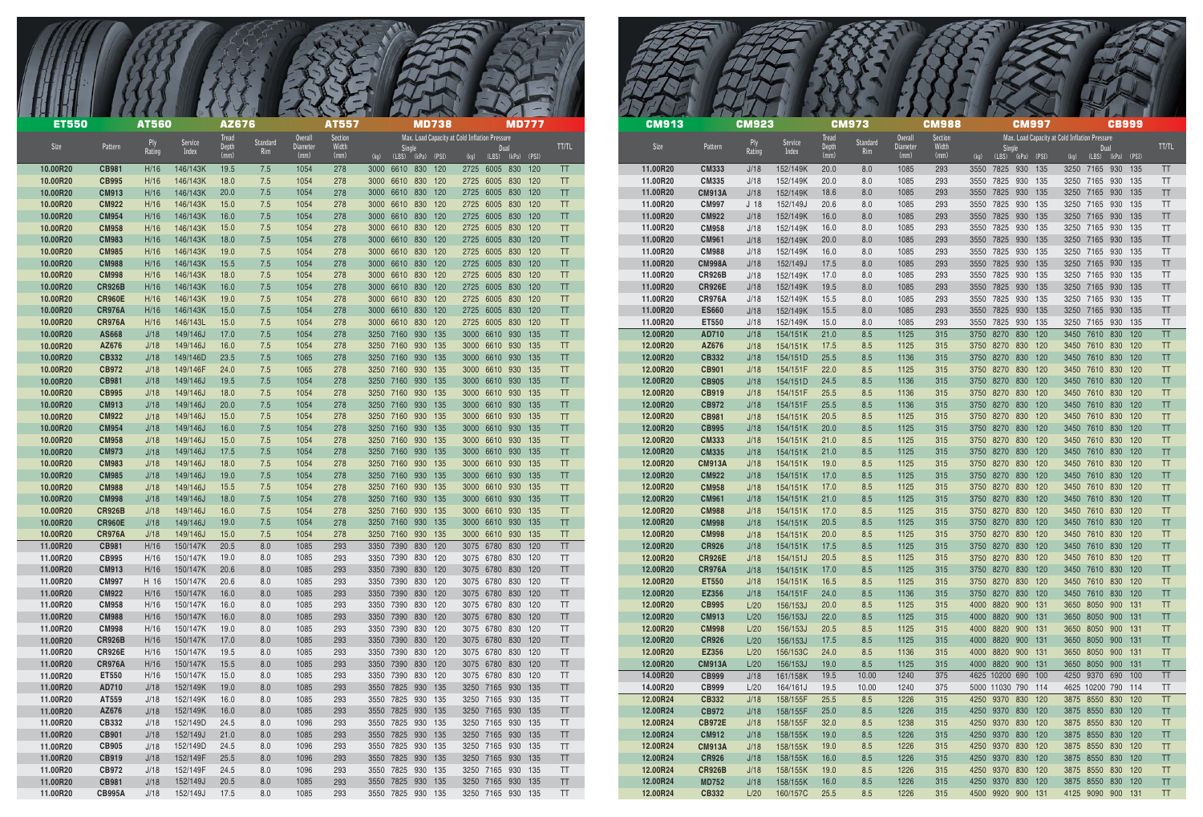ET550 AT560 AZ676 AT557 MD738 MD777

| Size | Pattern | Ply Rating | Service Index | Tread Depth (mm) | Standard Rim | Overall Diameter (mm) | Section Width (mm) | Max. Load Capacity at Cold Inflation Pressure | | | | | | | | TT/TL |
|---|---|---|---|---|---|---|---|---|---|---|---|---|---|---|---|---|
| | | | | | | | | Single | | | | Dual | | | | |
| | | | | | | | | (kg) | (LBS) | (kPa) | (PSI) | (kg) | (LBS) | (kPa) | (PSI) | |
| 10.00R20 | CB981 | H/16 | 146/143K | 19.5 | 7.5 | 1054 | 278 | 3000 | 6610 | 830 | 120 | 2725 | 6005 | 830 | 120 | TT |
| 10.00R20 | CB995 | H/16 | 146/143K | 18.0 | 7.5 | 1054 | 278 | 3000 | 6610 | 830 | 120 | 2725 | 6005 | 830 | 120 | TT |
| 10.00R20 | CM913 | H/16 | 146/143K | 20.0 | 7.5 | 1054 | 278 | 3000 | 6610 | 830 | 120 | 2725 | 6005 | 830 | 120 | TT |
| 10.00R20 | CM922 | H/16 | 146/143K | 15.0 | 7.5 | 1054 | 278 | 3000 | 6610 | 830 | 120 | 2725 | 6005 | 830 | 120 | TT |
| 10.00R20 | CM954 | H/16 | 146/143K | 16.0 | 7.5 | 1054 | 278 | 3000 | 6610 | 830 | 120 | 2725 | 6005 | 830 | 120 | TT |
| 10.00R20 | CM958 | H/16 | 146/143K | 15.0 | 7.5 | 1054 | 278 | 3000 | 6610 | 830 | 120 | 2725 | 6005 | 830 | 120 | TT |
| 10.00R20 | CM983 | H/16 | 146/143K | 18.0 | 7.5 | 1054 | 278 | 3000 | 6610 | 830 | 120 | 2725 | 6005 | 830 | 120 | TT |
| 10.00R20 | CM985 | H/16 | 146/143K | 19.0 | 7.5 | 1054 | 278 | 3000 | 6610 | 830 | 120 | 2725 | 6005 | 830 | 120 | TT |
| 10.00R20 | CM988 | H/16 | 146/143K | 15.5 | 7.5 | 1054 | 278 | 3000 | 6610 | 830 | 120 | 2725 | 6005 | 830 | 120 | TT |
| 10.00R20 | CM998 | H/16 | 146/143K | 18.0 | 7.5 | 1054 | 278 | 3000 | 6610 | 830 | 120 | 2725 | 6005 | 830 | 120 | TT |
| 10.00R20 | CR926B | H/16 | 146/143K | 16.0 | 7.5 | 1054 | 278 | 3000 | 6610 | 830 | 120 | 2725 | 6005 | 830 | 120 | TT |
| 10.00R20 | CR960E | H/16 | 146/143K | 19.0 | 7.5 | 1054 | 278 | 3000 | 6610 | 830 | 120 | 2725 | 6005 | 830 | 120 | TT |
| 10.00R20 | CR976A | H/16 | 146/143K | 15.0 | 7.5 | 1054 | 278 | 3000 | 6610 | 830 | 120 | 2725 | 6005 | 830 | 120 | TT |
| 10.00R20 | CR976A | H/16 | 146/143L | 15.0 | 7.5 | 1054 | 278 | 3000 | 6610 | 830 | 120 | 2725 | 6005 | 830 | 120 | TT |
| 10.00R20 | AS668 | J/18 | 149/146J | 17.0 | 7.5 | 1054 | 278 | 3250 | 7160 | 930 | 135 | 3000 | 6610 | 930 | 135 | TT |
| 10.00R20 | AZ676 | J/18 | 149/146J | 16.0 | 7.5 | 1054 | 278 | 3250 | 7160 | 930 | 135 | 3000 | 6610 | 930 | 135 | TT |
| 10.00R20 | CB332 | J/18 | 149/146D | 23.5 | 7.5 | 1065 | 278 | 3250 | 7160 | 930 | 135 | 3000 | 6610 | 930 | 135 | TT |
| 10.00R20 | CB972 | J/18 | 149/146F | 24.0 | 7.5 | 1065 | 278 | 3250 | 7160 | 930 | 135 | 3000 | 6610 | 930 | 135 | TT |
| 10.00R20 | CB981 | J/18 | 149/146J | 19.5 | 7.5 | 1054 | 278 | 3250 | 7160 | 930 | 135 | 3000 | 6610 | 930 | 135 | TT |
| 10.00R20 | CB995 | J/18 | 149/146J | 18.0 | 7.5 | 1054 | 278 | 3250 | 7160 | 930 | 135 | 3000 | 6610 | 930 | 135 | TT |
| 10.00R20 | CM913 | J/18 | 149/146J | 20.0 | 7.5 | 1054 | 278 | 3250 | 7160 | 930 | 135 | 3000 | 6610 | 930 | 135 | TT |
| 10.00R20 | CM922 | J/18 | 149/146J | 15.0 | 7.5 | 1054 | 278 | 3250 | 7160 | 930 | 135 | 3000 | 6610 | 930 | 135 | TT |
| 10.00R20 | CM954 | J/18 | 149/146J | 16.0 | 7.5 | 1054 | 278 | 3250 | 7160 | 930 | 135 | 3000 | 6610 | 930 | 135 | TT |
| 10.00R20 | CM958 | J/18 | 149/146J | 15.0 | 7.5 | 1054 | 278 | 3250 | 7160 | 930 | 135 | 3000 | 6610 | 930 | 135 | TT |
| 10.00R20 | CM973 | J/18 | 149/146J | 17.5 | 7.5 | 1054 | 278 | 3250 | 7160 | 930 | 135 | 3000 | 6610 | 930 | 135 | TT |
| 10.00R20 | CM983 | J/18 | 149/146J | 18.0 | 7.5 | 1054 | 278 | 3250 | 7160 | 930 | 135 | 3000 | 6610 | 930 | 135 | TT |
| 10.00R20 | CM985 | J/18 | 149/146J | 19.0 | 7.5 | 1054 | 278 | 3250 | 7160 | 930 | 135 | 3000 | 6610 | 930 | 135 | TT |
| 10.00R20 | CM988 | J/18 | 149/146J | 15.5 | 7.5 | 1054 | 278 | 3250 | 7160 | 930 | 135 | 3000 | 6610 | 930 | 135 | TT |
| 10.00R20 | CM998 | J/18 | 149/146J | 18.0 | 7.5 | 1054 | 278 | 3250 | 7160 | 930 | 135 | 3000 | 6610 | 930 | 135 | TT |
| 10.00R20 | CR926B | J/18 | 149/146J | 16.0 | 7.5 | 1054 | 278 | 3250 | 7160 | 930 | 135 | 3000 | 6610 | 930 | 135 | TT |
| 10.00R20 | CR960E | J/18 | 149/146J | 19.0 | 7.5 | 1054 | 278 | 3250 | 7160 | 930 | 135 | 3000 | 6610 | 930 | 135 | TT |
| 10.00R20 | CR976A | J/18 | 149/146J | 15.0 | 7.5 | 1054 | 278 | 3250 | 7160 | 930 | 135 | 3000 | 6610 | 930 | 135 | TT |
| 11.00R20 | CB981 | H/16 | 150/147K | 20.5 | 8.0 | 1085 | 293 | 3350 | 7390 | 830 | 120 | 3075 | 6780 | 830 | 120 | TT |
| 11.00R20 | CB995 | H/16 | 150/147K | 19.0 | 8.0 | 1085 | 293 | 3350 | 7390 | 830 | 120 | 3075 | 6780 | 830 | 120 | TT |
| 11.00R20 | CM913 | H/16 | 150/147K | 20.6 | 8.0 | 1085 | 293 | 3350 | 7390 | 830 | 120 | 3075 | 6780 | 830 | 120 | TT |
| 11.00R20 | CM997 | H 16 | 150/147K | 20.6 | 8.0 | 1085 | 293 | 3350 | 7390 | 830 | 120 | 3075 | 6780 | 830 | 120 | TT |
| 11.00R20 | CM922 | H/16 | 150/147K | 16.0 | 8.0 | 1085 | 293 | 3350 | 7390 | 830 | 120 | 3075 | 6780 | 830 | 120 | TT |
| 11.00R20 | CM958 | H/16 | 150/147K | 16.0 | 8.0 | 1085 | 293 | 3350 | 7390 | 830 | 120 | 3075 | 6780 | 830 | 120 | TT |
| 11.00R20 | CM988 | H/16 | 150/147K | 16.0 | 8.0 | 1085 | 293 | 3350 | 7390 | 830 | 120 | 3075 | 6780 | 830 | 120 | TT |
| 11.00R20 | CM998 | H/16 | 150/147K | 19.0 | 8.0 | 1085 | 293 | 3350 | 7390 | 830 | 120 | 3075 | 6780 | 830 | 120 | TT |
| 11.00R20 | CR926B | H/16 | 150/147K | 17.0 | 8.0 | 1085 | 293 | 3350 | 7390 | 830 | 120 | 3075 | 6780 | 830 | 120 | TT |
| 11.00R20 | CR926E | H/16 | 150/147K | 19.5 | 8.0 | 1085 | 293 | 3350 | 7390 | 830 | 120 | 3075 | 6780 | 830 | 120 | TT |
| 11.00R20 | CR976A | H/16 | 150/147K | 15.5 | 8.0 | 1085 | 293 | 3350 | 7390 | 830 | 120 | 3075 | 6780 | 830 | 120 | TT |
| 11.00R20 | ET550 | H/16 | 150/147K | 15.0 | 8.0 | 1085 | 293 | 3350 | 7390 | 830 | 120 | 3075 | 6780 | 830 | 120 | TT |
| 11.00R20 | AD710 | J/18 | 152/149K | 19.0 | 8.0 | 1085 | 293 | 3550 | 7825 | 930 | 135 | 3250 | 7165 | 930 | 135 | TT |
| 11.00R20 | AT559 | J/18 | 152/149K | 16.0 | 8.0 | 1085 | 293 | 3550 | 7825 | 930 | 135 | 3250 | 7165 | 930 | 135 | TT |
| 11.00R20 | AZ676 | J/18 | 152/149K | 16.0 | 8.0 | 1085 | 293 | 3550 | 7825 | 930 | 135 | 3250 | 7165 | 930 | 135 | TT |
| 11.00R20 | CB332 | J/18 | 152/149D | 24.5 | 8.0 | 1096 | 293 | 3550 | 7825 | 930 | 135 | 3250 | 7165 | 930 | 135 | TT |
| 11.00R20 | CB901 | J/18 | 152/149J | 21.0 | 8.0 | 1085 | 293 | 3550 | 7825 | 930 | 135 | 3250 | 7165 | 930 | 135 | TT |
| 11.00R20 | CB905 | J/18 | 152/149D | 24.5 | 8.0 | 1096 | 293 | 3550 | 7825 | 930 | 135 | 3250 | 7165 | 930 | 135 | TT |
| 11.00R20 | CB919 | J/18 | 152/149F | 25.5 | 8.0 | 1096 | 293 | 3550 | 7825 | 930 | 135 | 3250 | 7165 | 930 | 135 | TT |
| 11.00R20 | CB972 | J/18 | 152/149F | 24.5 | 8.0 | 1096 | 293 | 3550 | 7825 | 930 | 135 | 3250 | 7165 | 930 | 135 | TT |
| 11.00R20 | CB981 | J/18 | 152/149J | 20.5 | 8.0 | 1085 | 293 | 3550 | 7825 | 930 | 135 | 3250 | 7165 | 930 | 135 | TT |
| 11.00R20 | CB995A | J/18 | 152/149J | 17.5 | 8.0 | 1085 | 293 | 3550 | 7825 | 930 | 135 | 3250 | 7165 | 930 | 135 | TT |

CM913 CM923 CM973 CM988 CM997 CB999

| Size | Pattern | Ply Rating | Service Index | Tread Depth (mm) | Standard Rim | Overall Diameter (mm) | Section Width (mm) | Max. Load Capacity at Cold Inflation Pressure | | | | | | | | TT/TL |
|---|---|---|---|---|---|---|---|---|---|---|---|---|---|---|---|---|
| | | | | | | | | Single | | | | Dual | | | | |
| | | | | | | | | (kg) | (LBS) | (kPa) | (PSI) | (kg) | (LBS) | (kPa) | (PSI) | |
| 11.00R20 | CM333 | J/18 | 152/149K | 20.0 | 8.0 | 1085 | 293 | 3550 | 7825 | 930 | 135 | 3250 | 7165 | 930 | 135 | TT |
| 11.00R20 | CM335 | J/18 | 152/149K | 20.0 | 8.0 | 1085 | 293 | 3550 | 7825 | 930 | 135 | 3250 | 7165 | 930 | 135 | TT |
| 11.00R20 | CM913A | J/18 | 152/149K | 18.6 | 8.0 | 1085 | 293 | 3550 | 7825 | 930 | 135 | 3250 | 7165 | 930 | 135 | TT |
| 11.00R20 | CM997 | J 18 | 152/149J | 20.6 | 8.0 | 1085 | 293 | 3550 | 7825 | 930 | 135 | 3250 | 7165 | 930 | 135 | TT |
| 11.00R20 | CM922 | J/18 | 152/149K | 16.0 | 8.0 | 1085 | 293 | 3550 | 7825 | 930 | 135 | 3250 | 7165 | 930 | 135 | TT |
| 11.00R20 | CM958 | J/18 | 152/149K | 16.0 | 8.0 | 1085 | 293 | 3550 | 7825 | 930 | 135 | 3250 | 7165 | 930 | 135 | TT |
| 11.00R20 | CM961 | J/18 | 152/149K | 20.0 | 8.0 | 1085 | 293 | 3550 | 7825 | 930 | 135 | 3250 | 7165 | 930 | 135 | TT |
| 11.00R20 | CM988 | J/18 | 152/149K | 16.0 | 8.0 | 1085 | 293 | 3550 | 7825 | 930 | 135 | 3250 | 7165 | 930 | 135 | TT |
| 11.00R20 | CM998A | J/18 | 152/149J | 17.5 | 8.0 | 1085 | 293 | 3550 | 7825 | 930 | 135 | 3250 | 7165 | 930 | 135 | TT |
| 11.00R20 | CR926B | J/18 | 152/149K | 17.0 | 8.0 | 1085 | 293 | 3550 | 7825 | 930 | 135 | 3250 | 7165 | 930 | 135 | TT |
| 11.00R20 | CR926E | J/18 | 152/149K | 19.5 | 8.0 | 1085 | 293 | 3550 | 7825 | 930 | 135 | 3250 | 7165 | 930 | 135 | TT |
| 11.00R20 | CR976A | J/18 | 152/149K | 15.5 | 8.0 | 1085 | 293 | 3550 | 7825 | 930 | 135 | 3250 | 7165 | 930 | 135 | TT |
| 11.00R20 | ES660 | J/18 | 152/149K | 15.5 | 8.0 | 1085 | 293 | 3550 | 7825 | 930 | 135 | 3250 | 7165 | 930 | 135 | TT |
| 11.00R20 | ET550 | J/18 | 152/149K | 15.0 | 8.0 | 1085 | 293 | 3550 | 7825 | 930 | 135 | 3250 | 7165 | 930 | 135 | TT |
| 12.00R20 | AD710 | J/18 | 154/151K | 21.0 | 8.5 | 1125 | 315 | 3750 | 8270 | 830 | 120 | 3450 | 7610 | 830 | 120 | TT |
| 12.00R20 | AZ676 | J/18 | 154/151K | 17.5 | 8.5 | 1125 | 315 | 3750 | 8270 | 830 | 120 | 3450 | 7610 | 830 | 120 | TT |
| 12.00R20 | CB332 | J/18 | 154/151D | 25.5 | 8.5 | 1136 | 315 | 3750 | 8270 | 830 | 120 | 3450 | 7610 | 830 | 120 | TT |
| 12.00R20 | CB901 | J/18 | 154/151F | 22.0 | 8.5 | 1125 | 315 | 3750 | 8270 | 830 | 120 | 3450 | 7610 | 830 | 120 | TT |
| 12.00R20 | CB905 | J/18 | 154/151D | 24.5 | 8.5 | 1136 | 315 | 3750 | 8270 | 830 | 120 | 3450 | 7610 | 830 | 120 | TT |
| 12.00R20 | CB919 | J/18 | 154/151F | 25.5 | 8.5 | 1136 | 315 | 3750 | 8270 | 830 | 120 | 3450 | 7610 | 830 | 120 | TT |
| 12.00R20 | CB972 | J/18 | 154/151F | 25.5 | 8.5 | 1136 | 315 | 3750 | 8270 | 830 | 120 | 3450 | 7610 | 830 | 120 | TT |
| 12.00R20 | CB981 | J/18 | 154/151K | 20.5 | 8.5 | 1125 | 315 | 3750 | 8270 | 830 | 120 | 3450 | 7610 | 830 | 120 | TT |
| 12.00R20 | CB995 | J/18 | 154/151K | 20.0 | 8.5 | 1125 | 315 | 3750 | 8270 | 830 | 120 | 3450 | 7610 | 830 | 120 | TT |
| 12.00R20 | CM333 | J/18 | 154/151K | 21.0 | 8.5 | 1125 | 315 | 3750 | 8270 | 830 | 120 | 3450 | 7610 | 830 | 120 | TT |
| 12.00R20 | CM335 | J/18 | 154/151K | 21.0 | 8.5 | 1125 | 315 | 3750 | 8270 | 830 | 120 | 3450 | 7610 | 830 | 120 | TT |
| 12.00R20 | CM913A | J/18 | 154/151K | 19.0 | 8.5 | 1125 | 315 | 3750 | 8270 | 830 | 120 | 3450 | 7610 | 830 | 120 | TT |
| 12.00R20 | CM922 | J/18 | 154/151K | 17.0 | 8.5 | 1125 | 315 | 3750 | 8270 | 830 | 120 | 3450 | 7610 | 830 | 120 | TT |
| 12.00R20 | CM958 | J/18 | 154/151K | 17.0 | 8.5 | 1125 | 315 | 3750 | 8270 | 830 | 120 | 3450 | 7610 | 830 | 120 | TT |
| 12.00R20 | CM961 | J/18 | 154/151K | 21.0 | 8.5 | 1125 | 315 | 3750 | 8270 | 830 | 120 | 3450 | 7610 | 830 | 120 | TT |
| 12.00R20 | CM988 | J/18 | 154/151K | 17.0 | 8.5 | 1125 | 315 | 3750 | 8270 | 830 | 120 | 3450 | 7610 | 830 | 120 | TT |
| 12.00R20 | CM998 | J/18 | 154/151K | 20.5 | 8.5 | 1125 | 315 | 3750 | 8270 | 830 | 120 | 3450 | 7610 | 830 | 120 | TT |
| 12.00R20 | CM998 | J/18 | 154/151K | 20.0 | 8.5 | 1125 | 315 | 3750 | 8270 | 830 | 120 | 3450 | 7610 | 830 | 120 | TT |
| 12.00R20 | CR926 | J/18 | 154/151K | 17.5 | 8.5 | 1125 | 315 | 3750 | 8270 | 830 | 120 | 3450 | 7610 | 830 | 120 | TT |
| 12.00R20 | CR926E | J/18 | 154/151J | 20.5 | 8.5 | 1125 | 315 | 3750 | 8270 | 830 | 120 | 3450 | 7610 | 830 | 120 | TT |
| 12.00R20 | CR976A | J/18 | 154/151K | 17.0 | 8.5 | 1125 | 315 | 3750 | 8270 | 830 | 120 | 3450 | 7610 | 830 | 120 | TT |
| 12.00R20 | ET550 | J/18 | 154/151K | 16.5 | 8.5 | 1125 | 315 | 3750 | 8270 | 830 | 120 | 3450 | 7610 | 830 | 120 | TT |
| 12.00R20 | EZ356 | J/18 | 154/151F | 24.0 | 8.5 | 1136 | 315 | 3750 | 8270 | 830 | 120 | 3450 | 7610 | 830 | 120 | TT |
| 12.00R20 | CB995 | L/20 | 156/153J | 20.0 | 8.5 | 1125 | 315 | 4000 | 8820 | 900 | 131 | 3650 | 8050 | 900 | 131 | TT |
| 12.00R20 | CM913 | L/20 | 156/153J | 22.0 | 8.5 | 1125 | 315 | 4000 | 8820 | 900 | 131 | 3650 | 8050 | 900 | 131 | TT |
| 12.00R20 | CM998 | L/20 | 156/153J | 20.5 | 8.5 | 1125 | 315 | 4000 | 8820 | 900 | 131 | 3650 | 8050 | 900 | 131 | TT |
| 12.00R20 | CR926 | L/20 | 156/153J | 17.5 | 8.5 | 1125 | 315 | 4000 | 8820 | 900 | 131 | 3650 | 8050 | 900 | 131 | TT |
| 12.00R20 | EZ356 | L/20 | 156/153C | 24.0 | 8.5 | 1136 | 315 | 4000 | 8820 | 900 | 131 | 3650 | 8050 | 900 | 131 | TT |
| 12.00R20 | CM913A | L/20 | 156/153J | 19.0 | 8.5 | 1125 | 315 | 4000 | 8820 | 900 | 131 | 3650 | 8050 | 900 | 131 | TT |
| 14.00R20 | CB999 | J/18 | 161/158K | 19.5 | 10.00 | 1240 | 375 | 4625 | 10200 | 690 | 100 | 4250 | 9370 | 690 | 100 | TT |
| 14.00R20 | CB999 | L/20 | 164/161J | 19.5 | 10.00 | 1240 | 375 | 5000 | 11030 | 790 | 114 | 4625 | 10200 | 790 | 114 | TT |
| 12.00R24 | CB332 | J/18 | 158/155F | 25.5 | 8.5 | 1226 | 315 | 4250 | 9370 | 830 | 120 | 3875 | 8550 | 830 | 120 | TT |
| 12.00R24 | CB972 | J/18 | 158/155F | 25.0 | 8.5 | 1226 | 315 | 4250 | 9370 | 830 | 120 | 3875 | 8550 | 830 | 120 | TT |
| 12.00R24 | CB972E | J/18 | 158/155F | 32.0 | 8.5 | 1238 | 315 | 4250 | 9370 | 830 | 120 | 3875 | 8550 | 830 | 120 | TT |
| 12.00R24 | CM912 | J/18 | 158/155K | 19.0 | 8.5 | 1226 | 315 | 4250 | 9370 | 830 | 120 | 3875 | 8550 | 830 | 120 | TT |
| 12.00R24 | CM913A | J/18 | 158/155K | 19.0 | 8.5 | 1226 | 315 | 4250 | 9370 | 830 | 120 | 3875 | 8550 | 830 | 120 | TT |
| 12.00R24 | CR926 | J/18 | 158/155K | 16.0 | 8.5 | 1226 | 315 | 4250 | 9370 | 830 | 120 | 3875 | 8550 | 830 | 120 | TT |
| 12.00R24 | CR926B | J/18 | 158/155K | 19.0 | 8.5 | 1226 | 315 | 4250 | 9370 | 830 | 120 | 3875 | 8550 | 830 | 120 | TT |
| 12.00R24 | MD752 | J/18 | 158/155K | 16.0 | 8.5 | 1226 | 315 | 4250 | 9370 | 830 | 120 | 3875 | 8550 | 830 | 120 | TT |
| 12.00R24 | CB332 | L/20 | 160/157C | 25.5 | 8.5 | 1226 | 315 | 4500 | 9920 | 900 | 131 | 4125 | 9090 | 900 | 131 | TT |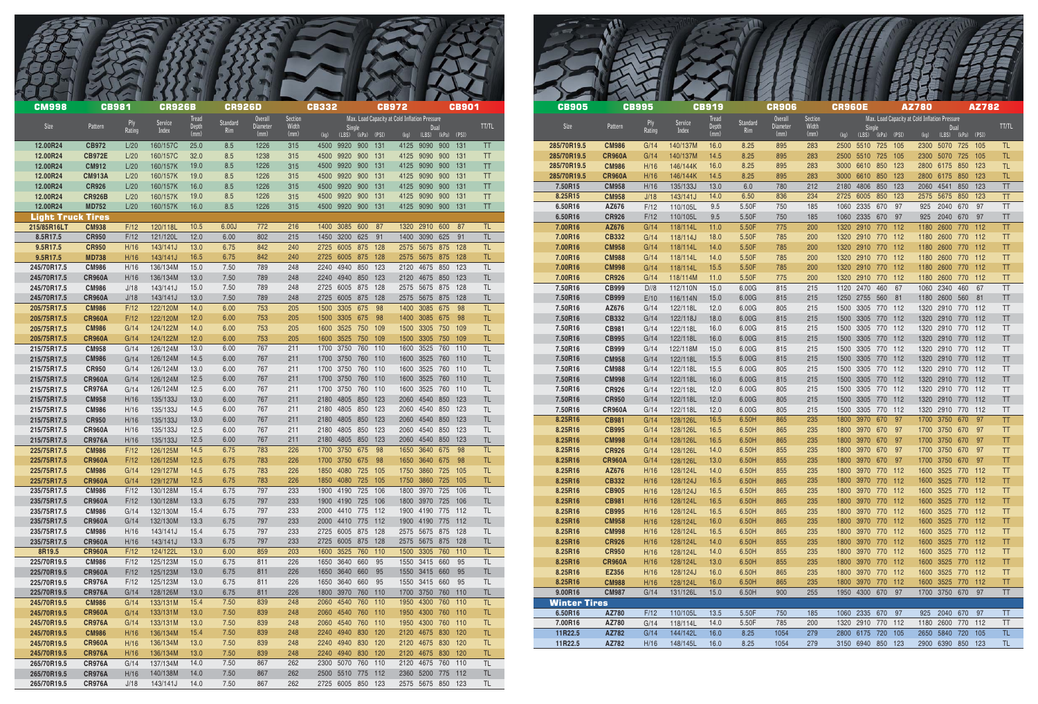CM998 CB981 CR926B CR926D CB332 CB972 CB901

| Size | Pattern | Ply Rating | Service Index | Tread Depth (mm) | Standard Rim | Overall Diameter (mm) | Section Width (mm) | Max. Load Capacity at Cold Inflation Pressure Single (kg) | (LBS) | (kPa) | (PSI) | Dual (kg) | (LBS) | (kPa) | (PSI) | TT/TL |
|---|---|---|---|---|---|---|---|---|---|---|---|---|---|---|---|---|
| 12.00R24 | CB972 | L/20 | 160/157C | 25.0 | 8.5 | 1226 | 315 | 4500 | 9920 | 900 | 131 | 4125 | 9090 | 900 | 131 | TT |
| 12.00R24 | CB972E | L/20 | 160/157C | 32.0 | 8.5 | 1238 | 315 | 4500 | 9920 | 900 | 131 | 4125 | 9090 | 900 | 131 | TT |
| 12.00R24 | CM912 | L/20 | 160/157K | 19.0 | 8.5 | 1226 | 315 | 4500 | 9920 | 900 | 131 | 4125 | 9090 | 900 | 131 | TT |
| 12.00R24 | CM913A | L/20 | 160/157K | 19.0 | 8.5 | 1226 | 315 | 4500 | 9920 | 900 | 131 | 4125 | 9090 | 900 | 131 | TT |
| 12.00R24 | CR926 | L/20 | 160/157K | 16.0 | 8.5 | 1226 | 315 | 4500 | 9920 | 900 | 131 | 4125 | 9090 | 900 | 131 | TT |
| 12.00R24 | CR926B | L/20 | 160/157K | 19.0 | 8.5 | 1226 | 315 | 4500 | 9920 | 900 | 131 | 4125 | 9090 | 900 | 131 | TT |
| 12.00R24 | MD752 | L/20 | 160/157K | 16.0 | 8.5 | 1226 | 315 | 4500 | 9920 | 900 | 131 | 4125 | 9090 | 900 | 131 | TT |
| **Light Truck Tires** | | | | | | | | | | | | | | | | |
| 215/85R16LT | CM938 | F/12 | 120/118L | 10.5 | 6.00J | 772 | 216 | 1400 | 3085 | 600 | 87 | 1320 | 2910 | 600 | 87 | TL |
| 8.5R17.5 | CR950 | F/12 | 121/120L | 12.0 | 6.00 | 802 | 215 | 1450 | 3200 | 625 | 91 | 1400 | 3090 | 625 | 91 | TL |
| 9.5R17.5 | CR950 | H/16 | 143/141J | 13.0 | 6.75 | 842 | 240 | 2725 | 6005 | 875 | 128 | 2575 | 5675 | 875 | 128 | TL |
| 9.5R17.5 | MD738 | H/16 | 143/141J | 16.5 | 6.75 | 842 | 240 | 2725 | 6005 | 875 | 128 | 2575 | 5675 | 875 | 128 | TL |
| 245/70R17.5 | CM986 | H/16 | 136/134M | 15.0 | 7.50 | 789 | 248 | 2240 | 4940 | 850 | 123 | 2120 | 4675 | 850 | 123 | TL |
| 245/70R17.5 | CR960A | H/16 | 136/134M | 13.0 | 7.50 | 789 | 248 | 2240 | 4940 | 850 | 123 | 2120 | 4675 | 850 | 123 | TL |
| 245/70R17.5 | CM986 | J/18 | 143/141J | 15.0 | 7.50 | 789 | 248 | 2725 | 6005 | 875 | 128 | 2575 | 5675 | 875 | 128 | TL |
| 245/70R17.5 | CR960A | J/18 | 143/141J | 13.0 | 7.50 | 789 | 248 | 2725 | 6005 | 875 | 128 | 2575 | 5675 | 875 | 128 | TL |
| 205/75R17.5 | CM986 | F/12 | 122/120M | 14.0 | 6.00 | 753 | 205 | 1500 | 3305 | 675 | 98 | 1400 | 3085 | 675 | 98 | TL |
| 205/75R17.5 | CR960A | F/12 | 122/120M | 12.0 | 6.00 | 753 | 205 | 1500 | 3305 | 675 | 98 | 1400 | 3085 | 675 | 98 | TL |
| 205/75R17.5 | CM986 | G/14 | 124/122M | 14.0 | 6.00 | 753 | 205 | 1600 | 3525 | 750 | 109 | 1500 | 3305 | 750 | 109 | TL |
| 205/75R17.5 | CR960A | G/14 | 124/122M | 12.0 | 6.00 | 753 | 205 | 1600 | 3525 | 750 | 109 | 1500 | 3305 | 750 | 109 | TL |
| 215/75R17.5 | CM958 | G/14 | 126/124M | 13.0 | 6.00 | 767 | 211 | 1700 | 3750 | 760 | 110 | 1600 | 3525 | 760 | 110 | TL |
| 215/75R17.5 | CM986 | G/14 | 126/124M | 14.5 | 6.00 | 767 | 211 | 1700 | 3750 | 760 | 110 | 1600 | 3525 | 760 | 110 | TL |
| 215/75R17.5 | CR950 | G/14 | 126/124M | 13.0 | 6.00 | 767 | 211 | 1700 | 3750 | 760 | 110 | 1600 | 3525 | 760 | 110 | TL |
| 215/75R17.5 | CR960A | G/14 | 126/124M | 12.5 | 6.00 | 767 | 211 | 1700 | 3750 | 760 | 110 | 1600 | 3525 | 760 | 110 | TL |
| 215/75R17.5 | CR976A | G/14 | 126/124M | 12.5 | 6.00 | 767 | 211 | 1700 | 3750 | 760 | 110 | 1600 | 3525 | 760 | 110 | TL |
| 215/75R17.5 | CM958 | H/16 | 135/133J | 13.0 | 6.00 | 767 | 211 | 2180 | 4805 | 850 | 123 | 2060 | 4540 | 850 | 123 | TL |
| 215/75R17.5 | CM986 | H/16 | 135/133J | 14.5 | 6.00 | 767 | 211 | 2180 | 4805 | 850 | 123 | 2060 | 4540 | 850 | 123 | TL |
| 215/75R17.5 | CR950 | H/16 | 135/133J | 13.0 | 6.00 | 767 | 211 | 2180 | 4805 | 850 | 123 | 2060 | 4540 | 850 | 123 | TL |
| 215/75R17.5 | CR960A | H/16 | 135/133J | 12.5 | 6.00 | 767 | 211 | 2180 | 4805 | 850 | 123 | 2060 | 4540 | 850 | 123 | TL |
| 215/75R17.5 | CR976A | H/16 | 135/133J | 12.5 | 6.00 | 767 | 211 | 2180 | 4805 | 850 | 123 | 2060 | 4540 | 850 | 123 | TL |
| 225/75R17.5 | CM986 | F/12 | 126/125M | 14.5 | 6.75 | 783 | 226 | 1700 | 3750 | 675 | 98 | 1650 | 3640 | 675 | 98 | TL |
| 225/75R17.5 | CR960A | F/12 | 126/125M | 12.5 | 6.75 | 783 | 226 | 1700 | 3750 | 675 | 98 | 1650 | 3640 | 675 | 98 | TL |
| 225/75R17.5 | CM986 | G/14 | 129/127M | 14.5 | 6.75 | 783 | 226 | 1850 | 4080 | 725 | 105 | 1750 | 3860 | 725 | 105 | TL |
| 225/75R17.5 | CR960A | G/14 | 129/127M | 12.5 | 6.75 | 783 | 226 | 1850 | 4080 | 725 | 105 | 1750 | 3860 | 725 | 105 | TL |
| 235/75R17.5 | CM986 | F/12 | 130/128M | 15.4 | 6.75 | 797 | 233 | 1900 | 4190 | 725 | 106 | 1800 | 3970 | 725 | 106 | TL |
| 235/75R17.5 | CR960A | F/12 | 130/128M | 13.3 | 6.75 | 797 | 233 | 1900 | 4190 | 725 | 106 | 1800 | 3970 | 725 | 106 | TL |
| 235/75R17.5 | CM986 | G/14 | 132/130M | 15.4 | 6.75 | 797 | 233 | 2000 | 4410 | 775 | 112 | 1900 | 4190 | 775 | 112 | TL |
| 235/75R17.5 | CR960A | G/14 | 132/130M | 13.3 | 6.75 | 797 | 233 | 2000 | 4410 | 775 | 112 | 1900 | 4190 | 775 | 112 | TL |
| 235/75R17.5 | CM986 | H/16 | 143/141J | 15.4 | 6.75 | 797 | 233 | 2725 | 6005 | 875 | 128 | 2575 | 5675 | 875 | 128 | TL |
| 235/75R17.5 | CR960A | H/16 | 143/141J | 13.3 | 6.75 | 797 | 233 | 2725 | 6005 | 875 | 128 | 2575 | 5675 | 875 | 128 | TL |
| 8R19.5 | CR960A | F/12 | 124/122L | 13.0 | 6.00 | 859 | 203 | 1600 | 3525 | 760 | 110 | 1500 | 3305 | 760 | 110 | TL |
| 225/70R19.5 | CM986 | F/12 | 125/123M | 15.0 | 6.75 | 811 | 226 | 1650 | 3640 | 660 | 95 | 1550 | 3415 | 660 | 95 | TL |
| 225/70R19.5 | CR960A | F/12 | 125/123M | 13.0 | 6.75 | 811 | 226 | 1650 | 3640 | 660 | 95 | 1550 | 3415 | 660 | 95 | TL |
| 225/70R19.5 | CR976A | F/12 | 125/123M | 13.0 | 6.75 | 811 | 226 | 1650 | 3640 | 660 | 95 | 1550 | 3415 | 660 | 95 | TL |
| 225/70R19.5 | CR976A | G/14 | 128/126M | 13.0 | 6.75 | 811 | 226 | 1800 | 3970 | 760 | 110 | 1700 | 3750 | 760 | 110 | TL |
| 245/70R19.5 | CM986 | G/14 | 133/131M | 15.4 | 7.50 | 839 | 248 | 2060 | 4540 | 760 | 110 | 1950 | 4300 | 760 | 110 | TL |
| 245/70R19.5 | CR960A | G/14 | 133/131M | 13.0 | 7.50 | 839 | 248 | 2060 | 4540 | 760 | 110 | 1950 | 4300 | 760 | 110 | TL |
| 245/70R19.5 | CR976A | G/14 | 133/131M | 13.0 | 7.50 | 839 | 248 | 2060 | 4540 | 760 | 110 | 1950 | 4300 | 760 | 110 | TL |
| 245/70R19.5 | CM986 | H/16 | 136/134M | 15.4 | 7.50 | 839 | 248 | 2240 | 4940 | 830 | 120 | 2120 | 4675 | 830 | 120 | TL |
| 245/70R19.5 | CR960A | H/16 | 136/134M | 13.0 | 7.50 | 839 | 248 | 2240 | 4940 | 830 | 120 | 2120 | 4675 | 830 | 120 | TL |
| 245/70R19.5 | CR976A | H/16 | 136/134M | 13.0 | 7.50 | 839 | 248 | 2240 | 4940 | 830 | 120 | 2120 | 4675 | 830 | 120 | TL |
| 265/70R19.5 | CR976A | G/14 | 137/134M | 14.0 | 7.50 | 867 | 262 | 2300 | 5070 | 760 | 110 | 2120 | 4675 | 760 | 110 | TL |
| 265/70R19.5 | CR976A | H/16 | 140/138M | 14.0 | 7.50 | 867 | 262 | 2500 | 5510 | 775 | 112 | 2360 | 5200 | 775 | 112 | TL |
| 265/70R19.5 | CR976A | J/18 | 143/141J | 14.0 | 7.50 | 867 | 262 | 2725 | 6005 | 850 | 123 | 2575 | 5675 | 850 | 123 | TL |

CB905 CB995 CB919 CR906 CR960E AZ780 AZ782

| Size | Pattern | Ply Rating | Service Index | Tread Depth (mm) | Standard Rim | Overall Diameter (mm) | Section Width (mm) | Max. Load Capacity at Cold Inflation Pressure Single (kg) | (LBS) | (kPa) | (PSI) | Dual (kg) | (LBS) | (kPa) | (PSI) | TT/TL |
|---|---|---|---|---|---|---|---|---|---|---|---|---|---|---|---|---|
| 285/70R19.5 | CM986 | G/14 | 140/137M | 16.0 | 8.25 | 895 | 283 | 2500 | 5510 | 725 | 105 | 2300 | 5070 | 725 | 105 | TL |
| 285/70R19.5 | CR960A | G/14 | 140/137M | 14.5 | 8.25 | 895 | 283 | 2500 | 5510 | 725 | 105 | 2300 | 5070 | 725 | 105 | TL |
| 285/70R19.5 | CM986 | H/16 | 146/144K | 16.0 | 8.25 | 895 | 283 | 3000 | 6610 | 850 | 123 | 2800 | 6175 | 850 | 123 | TL |
| 285/70R19.5 | CR960A | H/16 | 146/144K | 14.5 | 8.25 | 895 | 283 | 3000 | 6610 | 850 | 123 | 2800 | 6175 | 850 | 123 | TL |
| 7.50R15 | CM958 | H/16 | 135/133J | 13.0 | 6.0 | 780 | 212 | 2180 | 4806 | 850 | 123 | 2060 | 4541 | 850 | 123 | TT |
| 8.25R15 | CM958 | J/18 | 143/141J | 14.0 | 6.50 | 836 | 234 | 2725 | 6005 | 850 | 123 | 2575 | 5675 | 850 | 123 | TT |
| 6.50R16 | AZ676 | F/12 | 110/105L | 9.5 | 5.50F | 750 | 185 | 1060 | 2335 | 670 | 97 | 925 | 2040 | 670 | 97 | TT |
| 6.50R16 | CR926 | F/12 | 110/105L | 9.5 | 5.50F | 750 | 185 | 1060 | 2335 | 670 | 97 | 925 | 2040 | 670 | 97 | TT |
| 7.00R16 | AZ676 | G/14 | 118/114L | 11.0 | 5.50F | 775 | 200 | 1320 | 2910 | 770 | 112 | 1180 | 2600 | 770 | 112 | TT |
| 7.00R16 | CB332 | G/14 | 118/114J | 18.0 | 5.50F | 785 | 200 | 1320 | 2910 | 770 | 112 | 1180 | 2600 | 770 | 112 | TT |
| 7.00R16 | CM958 | G/14 | 118/114L | 14.0 | 5.50F | 785 | 200 | 1320 | 2910 | 770 | 112 | 1180 | 2600 | 770 | 112 | TT |
| 7.00R16 | CM988 | G/14 | 118/114L | 14.0 | 5.50F | 785 | 200 | 1320 | 2910 | 770 | 112 | 1180 | 2600 | 770 | 112 | TT |
| 7.00R16 | CM998 | G/14 | 118/114L | 15.5 | 5.50F | 785 | 200 | 1320 | 2910 | 770 | 112 | 1180 | 2600 | 770 | 112 | TT |
| 7.00R16 | CR926 | G/14 | 118/114M | 11.0 | 5.50F | 775 | 200 | 1320 | 2910 | 770 | 112 | 1180 | 2600 | 770 | 112 | TT |
| 7.50R16 | CB999 | D//8 | 112/110N | 15.0 | 6.00G | 815 | 215 | 1120 | 2470 | 460 | 67 | 1060 | 2340 | 460 | 67 | TT |
| 7.50R16 | CB999 | E/10 | 116/114N | 15.0 | 6.00G | 815 | 215 | 1250 | 2755 | 560 | 81 | 1180 | 2600 | 560 | 81 | TT |
| 7.50R16 | AZ676 | G/14 | 122/118L | 12.0 | 6.00G | 805 | 215 | 1500 | 3305 | 770 | 112 | 1320 | 2910 | 770 | 112 | TT |
| 7.50R16 | CB332 | G/14 | 122/118J | 18.0 | 6.00G | 815 | 215 | 1500 | 3305 | 770 | 112 | 1320 | 2910 | 770 | 112 | TT |
| 7.50R16 | CB981 | G/14 | 122/118L | 16.0 | 6.00G | 815 | 215 | 1500 | 3305 | 770 | 112 | 1320 | 2910 | 770 | 112 | TT |
| 7.50R16 | CB995 | G/14 | 122/118L | 16.0 | 6.00G | 815 | 215 | 1500 | 3305 | 770 | 112 | 1320 | 2910 | 770 | 112 | TT |
| 7.50R16 | CB999 | G/14 | 122/118M | 15.0 | 6.00G | 815 | 215 | 1500 | 3305 | 770 | 112 | 1320 | 2910 | 770 | 112 | TT |
| 7.50R16 | CM958 | G/14 | 122/118L | 15.5 | 6.00G | 815 | 215 | 1500 | 3305 | 770 | 112 | 1320 | 2910 | 770 | 112 | TT |
| 7.50R16 | CM988 | G/14 | 122/118L | 15.5 | 6.00G | 805 | 215 | 1500 | 3305 | 770 | 112 | 1320 | 2910 | 770 | 112 | TT |
| 7.50R16 | CM998 | G/14 | 122/118L | 16.0 | 6.00G | 815 | 215 | 1500 | 3305 | 770 | 112 | 1320 | 2910 | 770 | 112 | TT |
| 7.50R16 | CR926 | G/14 | 122/118L | 12.0 | 6.00G | 805 | 215 | 1500 | 3305 | 770 | 112 | 1320 | 2910 | 770 | 112 | TT |
| 7.50R16 | CR950 | G/14 | 122/118L | 12.0 | 6.00G | 805 | 215 | 1500 | 3305 | 770 | 112 | 1320 | 2910 | 770 | 112 | TT |
| 7.50R16 | CR960A | G/14 | 122/118L | 12.0 | 6.00G | 805 | 215 | 1500 | 3305 | 770 | 112 | 1320 | 2910 | 770 | 112 | TT |
| 8.25R16 | CB981 | G/14 | 128/126L | 16.5 | 6.50H | 865 | 235 | 1800 | 3970 | 670 | 97 | 1700 | 3750 | 670 | 97 | TT |
| 8.25R16 | CB995 | G/14 | 128/126L | 16.5 | 6.50H | 865 | 235 | 1800 | 3970 | 670 | 97 | 1700 | 3750 | 670 | 97 | TT |
| 8.25R16 | CM998 | G/14 | 128/126L | 16.5 | 6.50H | 865 | 235 | 1800 | 3970 | 670 | 97 | 1700 | 3750 | 670 | 97 | TT |
| 8.25R16 | CR926 | G/14 | 128/126L | 14.0 | 6.50H | 855 | 235 | 1800 | 3970 | 670 | 97 | 1700 | 3750 | 670 | 97 | TT |
| 8.25R16 | CR960A | G/14 | 128/126L | 13.0 | 6.50H | 855 | 235 | 1800 | 3970 | 670 | 97 | 1700 | 3750 | 670 | 97 | TT |
| 8.25R16 | AZ676 | H/16 | 128/124L | 14.0 | 6.50H | 855 | 235 | 1800 | 3970 | 770 | 112 | 1600 | 3525 | 770 | 112 | TT |
| 8.25R16 | CB332 | H/16 | 128/124J | 16.5 | 6.50H | 865 | 235 | 1800 | 3970 | 770 | 112 | 1600 | 3525 | 770 | 112 | TT |
| 8.25R16 | CB905 | H/16 | 128/124J | 16.5 | 6.50H | 865 | 235 | 1800 | 3970 | 770 | 112 | 1600 | 3525 | 770 | 112 | TT |
| 8.25R16 | CB981 | H/16 | 128/124L | 16.5 | 6.50H | 865 | 235 | 1800 | 3970 | 770 | 112 | 1600 | 3525 | 770 | 112 | TT |
| 8.25R16 | CB995 | H/16 | 128/124L | 16.5 | 6.50H | 865 | 235 | 1800 | 3970 | 770 | 112 | 1600 | 3525 | 770 | 112 | TT |
| 8.25R16 | CM958 | H/16 | 128/124L | 16.0 | 6.50H | 865 | 235 | 1800 | 3970 | 770 | 112 | 1600 | 3525 | 770 | 112 | TT |
| 8.25R16 | CM998 | H/16 | 128/124L | 16.5 | 6.50H | 865 | 235 | 1800 | 3970 | 770 | 112 | 1600 | 3525 | 770 | 112 | TT |
| 8.25R16 | CR926 | H/16 | 128/124L | 14.0 | 6.50H | 855 | 235 | 1800 | 3970 | 770 | 112 | 1600 | 3525 | 770 | 112 | TT |
| 8.25R16 | CR950 | H/16 | 128/124L | 14.0 | 6.50H | 855 | 235 | 1800 | 3970 | 770 | 112 | 1600 | 3525 | 770 | 112 | TT |
| 8.25R16 | CR960A | H/16 | 128/124L | 13.0 | 6.50H | 855 | 235 | 1800 | 3970 | 770 | 112 | 1600 | 3525 | 770 | 112 | TT |
| 8.25R16 | EZ356 | H/16 | 128/124J | 16.0 | 6.50H | 865 | 235 | 1800 | 3970 | 770 | 112 | 1600 | 3525 | 770 | 112 | TT |
| 8.25R16 | CM988 | H/16 | 128/124L | 16.0 | 6.50H | 865 | 235 | 1800 | 3970 | 770 | 112 | 1600 | 3525 | 770 | 112 | TT |
| 9.00R16 | CM987 | G/14 | 131/126L | 15.0 | 6.50H | 900 | 255 | 1950 | 4300 | 670 | 97 | 1700 | 3750 | 670 | 97 | TT |
| **Winter Tires** | | | | | | | | | | | | | | | | |
| 6.50R16 | AZ780 | F/12 | 110/105L | 13.5 | 5.50F | 750 | 185 | 1060 | 2335 | 670 | 97 | 925 | 2040 | 670 | 97 | TT |
| 7.00R16 | AZ780 | G/14 | 118/114L | 14.0 | 5.50F | 785 | 200 | 1320 | 2910 | 770 | 112 | 1180 | 2600 | 770 | 112 | TT |
| 11R22.5 | AZ782 | G/14 | 144/142L | 16.0 | 8.25 | 1054 | 279 | 2800 | 6175 | 720 | 105 | 2650 | 5840 | 720 | 105 | TL |
| 11R22.5 | AZ782 | H/16 | 148/145L | 16.0 | 8.25 | 1054 | 279 | 3150 | 6940 | 850 | 123 | 2900 | 6390 | 850 | 123 | TL |